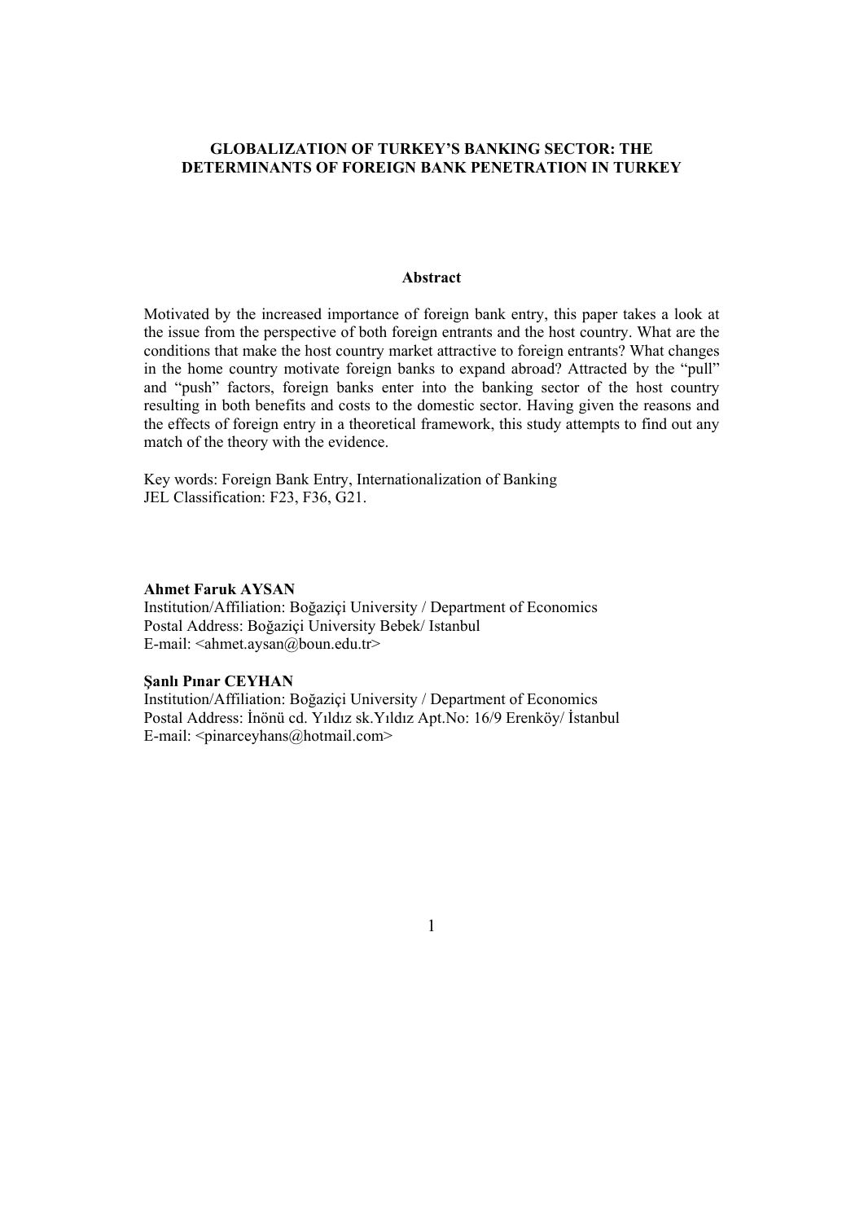# GLOBALIZATION OF TURKEY'S BANKING SECTOR: THE DETERMINANTS OF FOREIGN BANK PENETRATION IN TURKEY

## Abstract

Motivated by the increased importance of foreign bank entry, this paper takes a look at the issue from the perspective of both foreign entrants and the host country. What are the conditions that make the host country market attractive to foreign entrants? What changes in the home country motivate foreign banks to expand abroad? Attracted by the "pull" and "push" factors, foreign banks enter into the banking sector of the host country resulting in both benefits and costs to the domestic sector. Having given the reasons and the effects of foreign entry in a theoretical framework, this study attempts to find out any match of the theory with the evidence.

Key words: Foreign Bank Entry, Internationalization of Banking
JEL Classification: F23, F36, G21.

**Ahmet Faruk AYSAN**
Institution/Affiliation: Boğaziçi University / Department of Economics
Postal Address: Boğaziçi University Bebek/ Istanbul
E-mail: <ahmet.aysan@boun.edu.tr>

**Şanlı Pınar CEYHAN**
Institution/Affiliation: Boğaziçi University / Department of Economics
Postal Address: İnönü cd. Yıldız sk.Yıldız Apt.No: 16/9 Erenköy/ İstanbul
E-mail: <pinarceyhans@hotmail.com>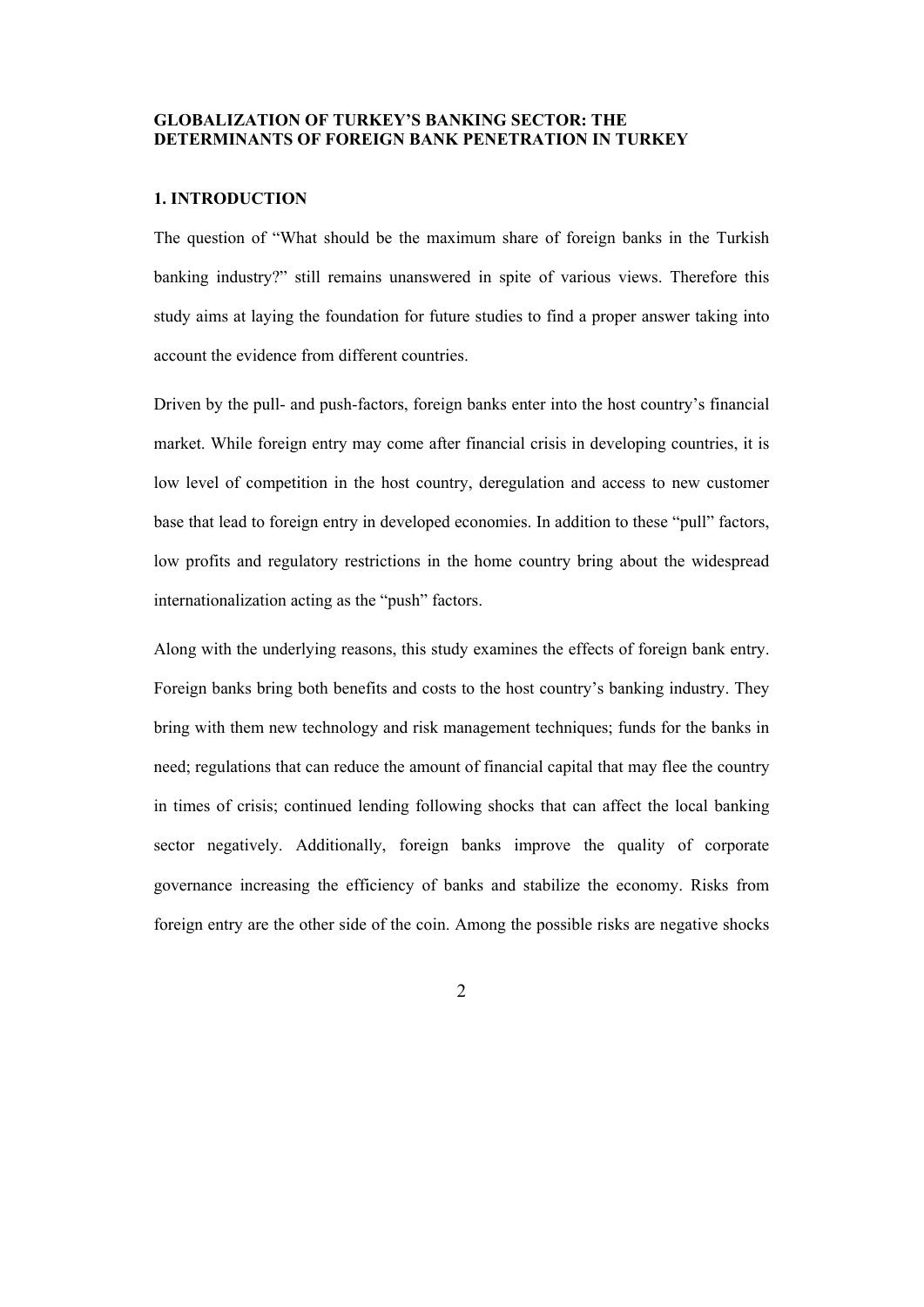# GLOBALIZATION OF TURKEY'S BANKING SECTOR: THE DETERMINANTS OF FOREIGN BANK PENETRATION IN TURKEY

## 1. INTRODUCTION

The question of "What should be the maximum share of foreign banks in the Turkish banking industry?" still remains unanswered in spite of various views. Therefore this study aims at laying the foundation for future studies to find a proper answer taking into account the evidence from different countries.

Driven by the pull- and push-factors, foreign banks enter into the host country's financial market. While foreign entry may come after financial crisis in developing countries, it is low level of competition in the host country, deregulation and access to new customer base that lead to foreign entry in developed economies. In addition to these "pull" factors, low profits and regulatory restrictions in the home country bring about the widespread internationalization acting as the "push" factors.

Along with the underlying reasons, this study examines the effects of foreign bank entry. Foreign banks bring both benefits and costs to the host country's banking industry. They bring with them new technology and risk management techniques; funds for the banks in need; regulations that can reduce the amount of financial capital that may flee the country in times of crisis; continued lending following shocks that can affect the local banking sector negatively. Additionally, foreign banks improve the quality of corporate governance increasing the efficiency of banks and stabilize the economy. Risks from foreign entry are the other side of the coin. Among the possible risks are negative shocks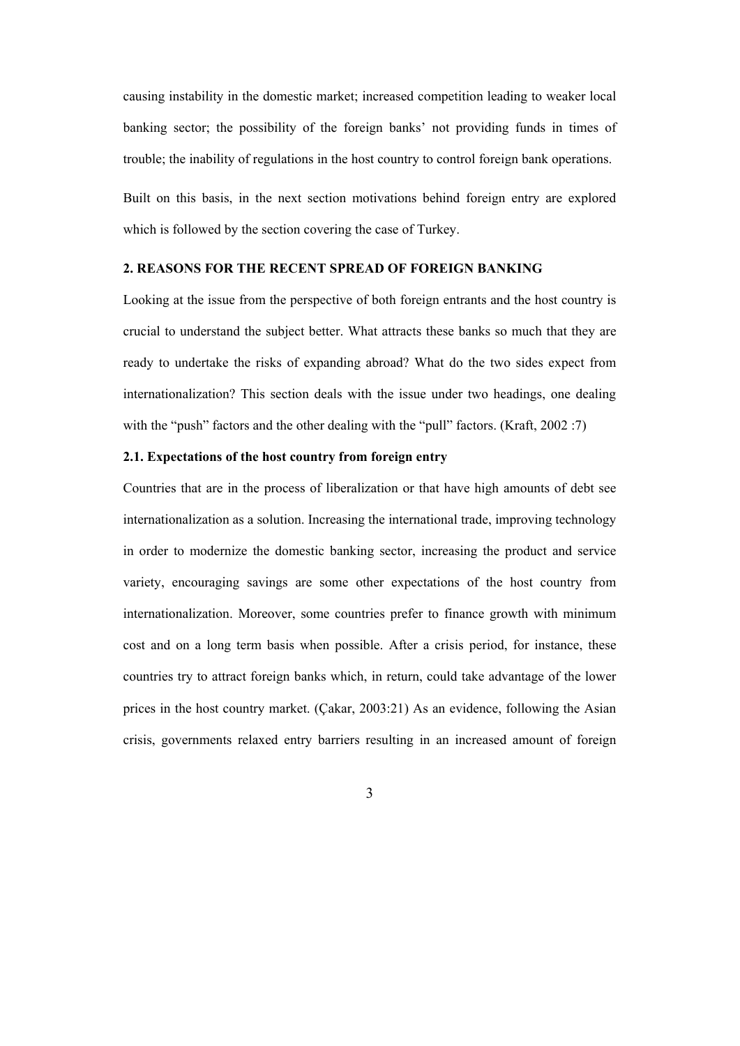causing instability in the domestic market; increased competition leading to weaker local banking sector; the possibility of the foreign banks' not providing funds in times of trouble; the inability of regulations in the host country to control foreign bank operations.

Built on this basis, in the next section motivations behind foreign entry are explored which is followed by the section covering the case of Turkey.

## 2. REASONS FOR THE RECENT SPREAD OF FOREIGN BANKING

Looking at the issue from the perspective of both foreign entrants and the host country is crucial to understand the subject better. What attracts these banks so much that they are ready to undertake the risks of expanding abroad? What do the two sides expect from internationalization? This section deals with the issue under two headings, one dealing with the "push" factors and the other dealing with the "pull" factors. (Kraft, 2002 :7)

### 2.1. Expectations of the host country from foreign entry

Countries that are in the process of liberalization or that have high amounts of debt see internationalization as a solution. Increasing the international trade, improving technology in order to modernize the domestic banking sector, increasing the product and service variety, encouraging savings are some other expectations of the host country from internationalization. Moreover, some countries prefer to finance growth with minimum cost and on a long term basis when possible. After a crisis period, for instance, these countries try to attract foreign banks which, in return, could take advantage of the lower prices in the host country market. (Çakar, 2003:21) As an evidence, following the Asian crisis, governments relaxed entry barriers resulting in an increased amount of foreign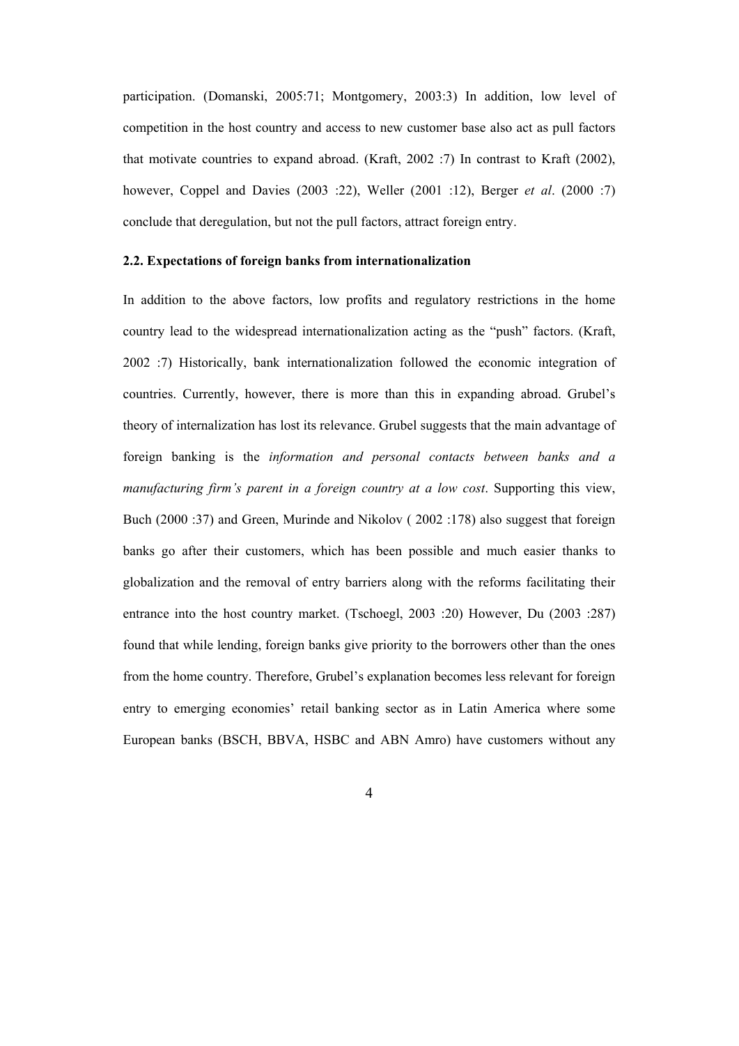participation. (Domanski, 2005:71; Montgomery, 2003:3) In addition, low level of competition in the host country and access to new customer base also act as pull factors that motivate countries to expand abroad. (Kraft, 2002 :7) In contrast to Kraft (2002), however, Coppel and Davies (2003 :22), Weller (2001 :12), Berger *et al*. (2000 :7) conclude that deregulation, but not the pull factors, attract foreign entry.

**2.2. Expectations of foreign banks from internationalization**

In addition to the above factors, low profits and regulatory restrictions in the home country lead to the widespread internationalization acting as the "push" factors. (Kraft, 2002 :7) Historically, bank internationalization followed the economic integration of countries. Currently, however, there is more than this in expanding abroad. Grubel's theory of internalization has lost its relevance. Grubel suggests that the main advantage of foreign banking is the *information and personal contacts between banks and a manufacturing firm's parent in a foreign country at a low cost*. Supporting this view, Buch (2000 :37) and Green, Murinde and Nikolov ( 2002 :178) also suggest that foreign banks go after their customers, which has been possible and much easier thanks to globalization and the removal of entry barriers along with the reforms facilitating their entrance into the host country market. (Tschoegl, 2003 :20) However, Du (2003 :287) found that while lending, foreign banks give priority to the borrowers other than the ones from the home country. Therefore, Grubel's explanation becomes less relevant for foreign entry to emerging economies' retail banking sector as in Latin America where some European banks (BSCH, BBVA, HSBC and ABN Amro) have customers without any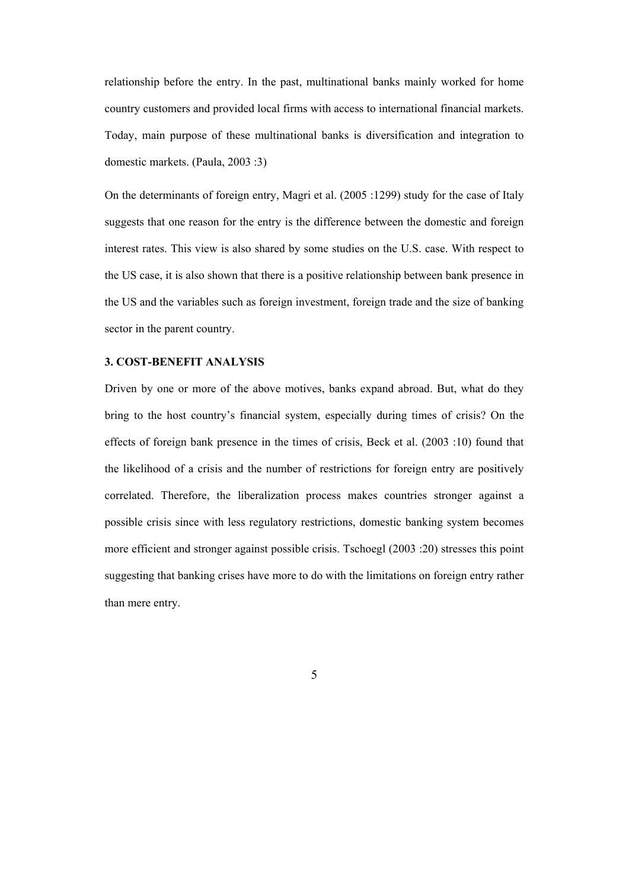relationship before the entry. In the past, multinational banks mainly worked for home country customers and provided local firms with access to international financial markets. Today, main purpose of these multinational banks is diversification and integration to domestic markets. (Paula, 2003 :3)

On the determinants of foreign entry, Magri et al. (2005 :1299) study for the case of Italy suggests that one reason for the entry is the difference between the domestic and foreign interest rates. This view is also shared by some studies on the U.S. case. With respect to the US case, it is also shown that there is a positive relationship between bank presence in the US and the variables such as foreign investment, foreign trade and the size of banking sector in the parent country.

### 3. COST-BENEFIT ANALYSIS

Driven by one or more of the above motives, banks expand abroad. But, what do they bring to the host country's financial system, especially during times of crisis? On the effects of foreign bank presence in the times of crisis, Beck et al. (2003 :10) found that the likelihood of a crisis and the number of restrictions for foreign entry are positively correlated. Therefore, the liberalization process makes countries stronger against a possible crisis since with less regulatory restrictions, domestic banking system becomes more efficient and stronger against possible crisis. Tschoegl (2003 :20) stresses this point suggesting that banking crises have more to do with the limitations on foreign entry rather than mere entry.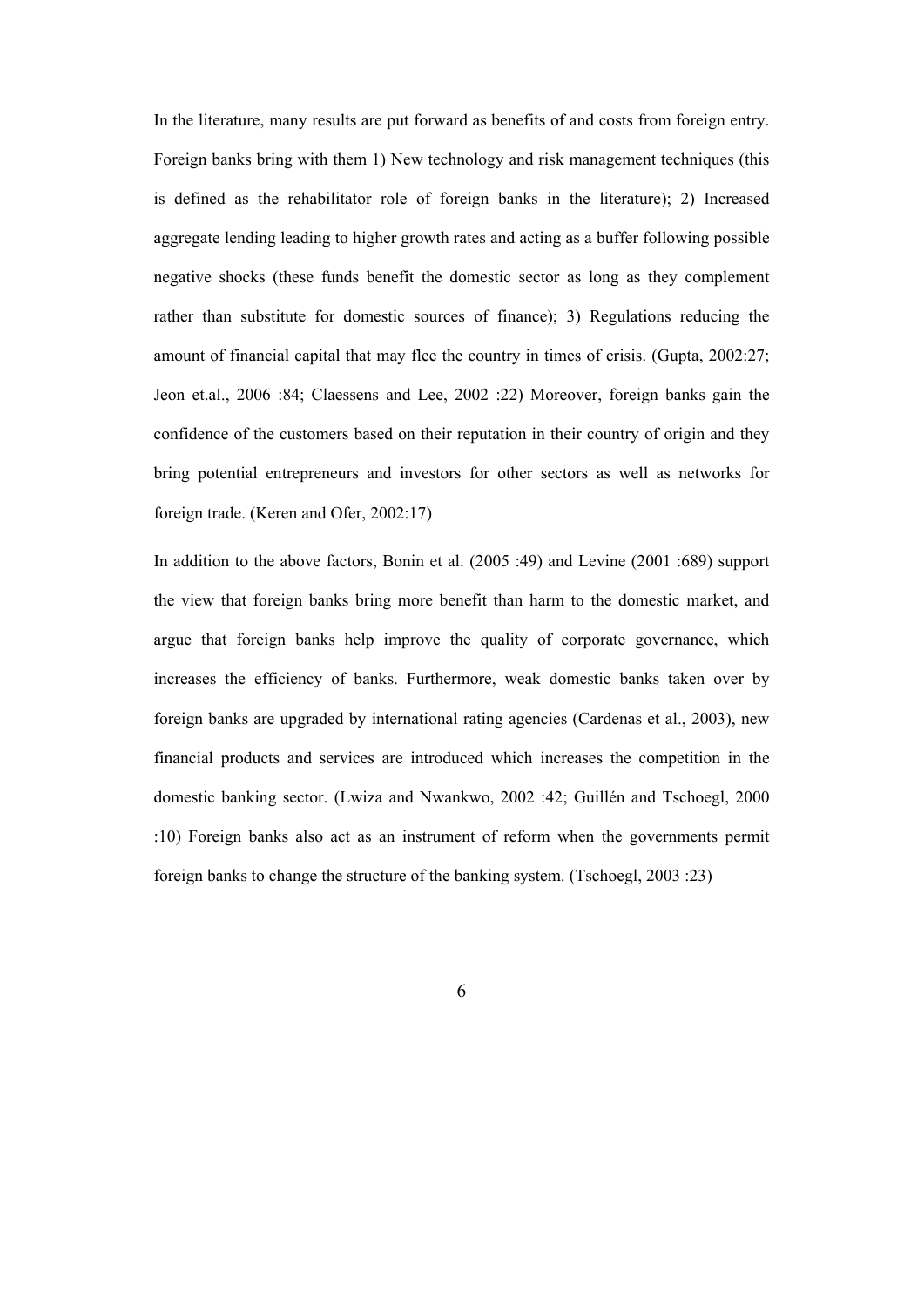In the literature, many results are put forward as benefits of and costs from foreign entry. Foreign banks bring with them 1) New technology and risk management techniques (this is defined as the rehabilitator role of foreign banks in the literature); 2) Increased aggregate lending leading to higher growth rates and acting as a buffer following possible negative shocks (these funds benefit the domestic sector as long as they complement rather than substitute for domestic sources of finance); 3) Regulations reducing the amount of financial capital that may flee the country in times of crisis. (Gupta, 2002:27; Jeon et.al., 2006 :84; Claessens and Lee, 2002 :22) Moreover, foreign banks gain the confidence of the customers based on their reputation in their country of origin and they bring potential entrepreneurs and investors for other sectors as well as networks for foreign trade. (Keren and Ofer, 2002:17)

In addition to the above factors, Bonin et al. (2005 :49) and Levine (2001 :689) support the view that foreign banks bring more benefit than harm to the domestic market, and argue that foreign banks help improve the quality of corporate governance, which increases the efficiency of banks. Furthermore, weak domestic banks taken over by foreign banks are upgraded by international rating agencies (Cardenas et al., 2003), new financial products and services are introduced which increases the competition in the domestic banking sector. (Lwiza and Nwankwo, 2002 :42; Guillén and Tschoegl, 2000 :10) Foreign banks also act as an instrument of reform when the governments permit foreign banks to change the structure of the banking system. (Tschoegl, 2003 :23)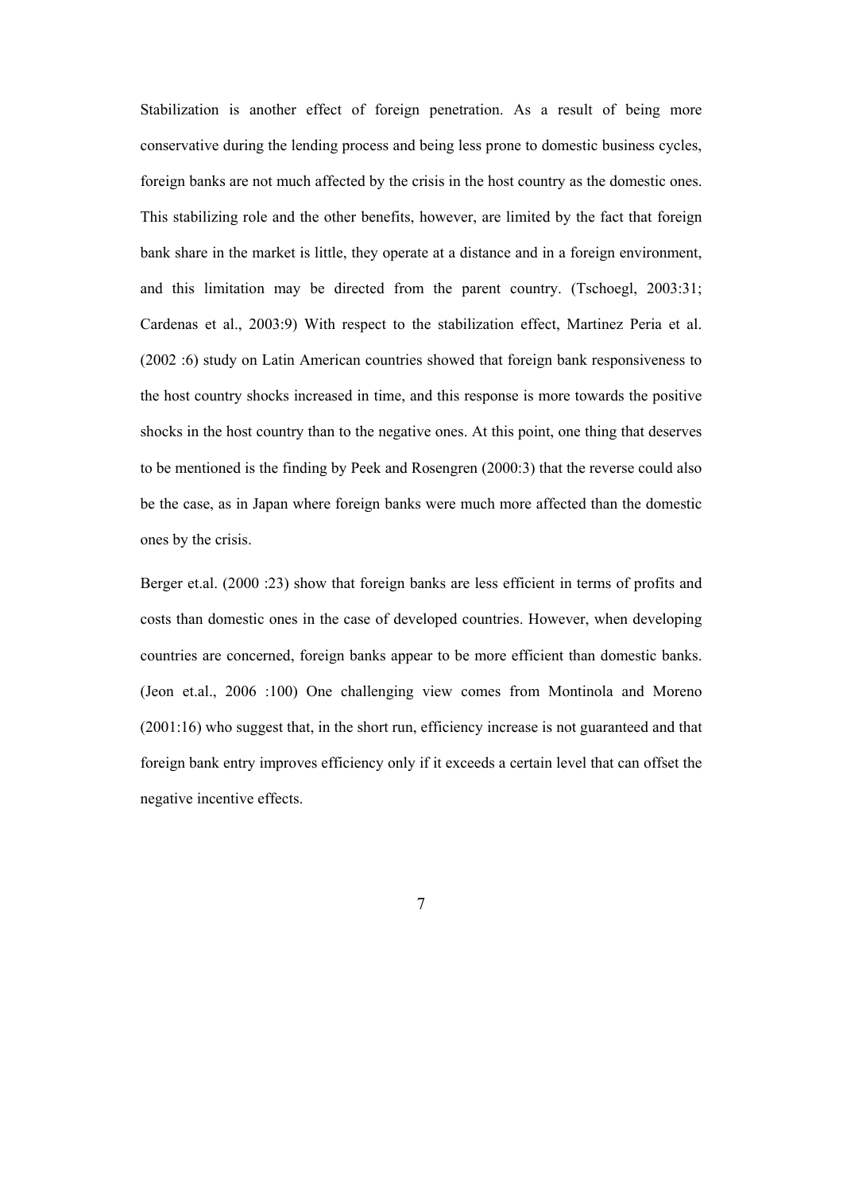Stabilization is another effect of foreign penetration. As a result of being more conservative during the lending process and being less prone to domestic business cycles, foreign banks are not much affected by the crisis in the host country as the domestic ones. This stabilizing role and the other benefits, however, are limited by the fact that foreign bank share in the market is little, they operate at a distance and in a foreign environment, and this limitation may be directed from the parent country. (Tschoegl, 2003:31; Cardenas et al., 2003:9) With respect to the stabilization effect, Martinez Peria et al. (2002 :6) study on Latin American countries showed that foreign bank responsiveness to the host country shocks increased in time, and this response is more towards the positive shocks in the host country than to the negative ones. At this point, one thing that deserves to be mentioned is the finding by Peek and Rosengren (2000:3) that the reverse could also be the case, as in Japan where foreign banks were much more affected than the domestic ones by the crisis.

Berger et.al. (2000 :23) show that foreign banks are less efficient in terms of profits and costs than domestic ones in the case of developed countries. However, when developing countries are concerned, foreign banks appear to be more efficient than domestic banks. (Jeon et.al., 2006 :100) One challenging view comes from Montinola and Moreno (2001:16) who suggest that, in the short run, efficiency increase is not guaranteed and that foreign bank entry improves efficiency only if it exceeds a certain level that can offset the negative incentive effects.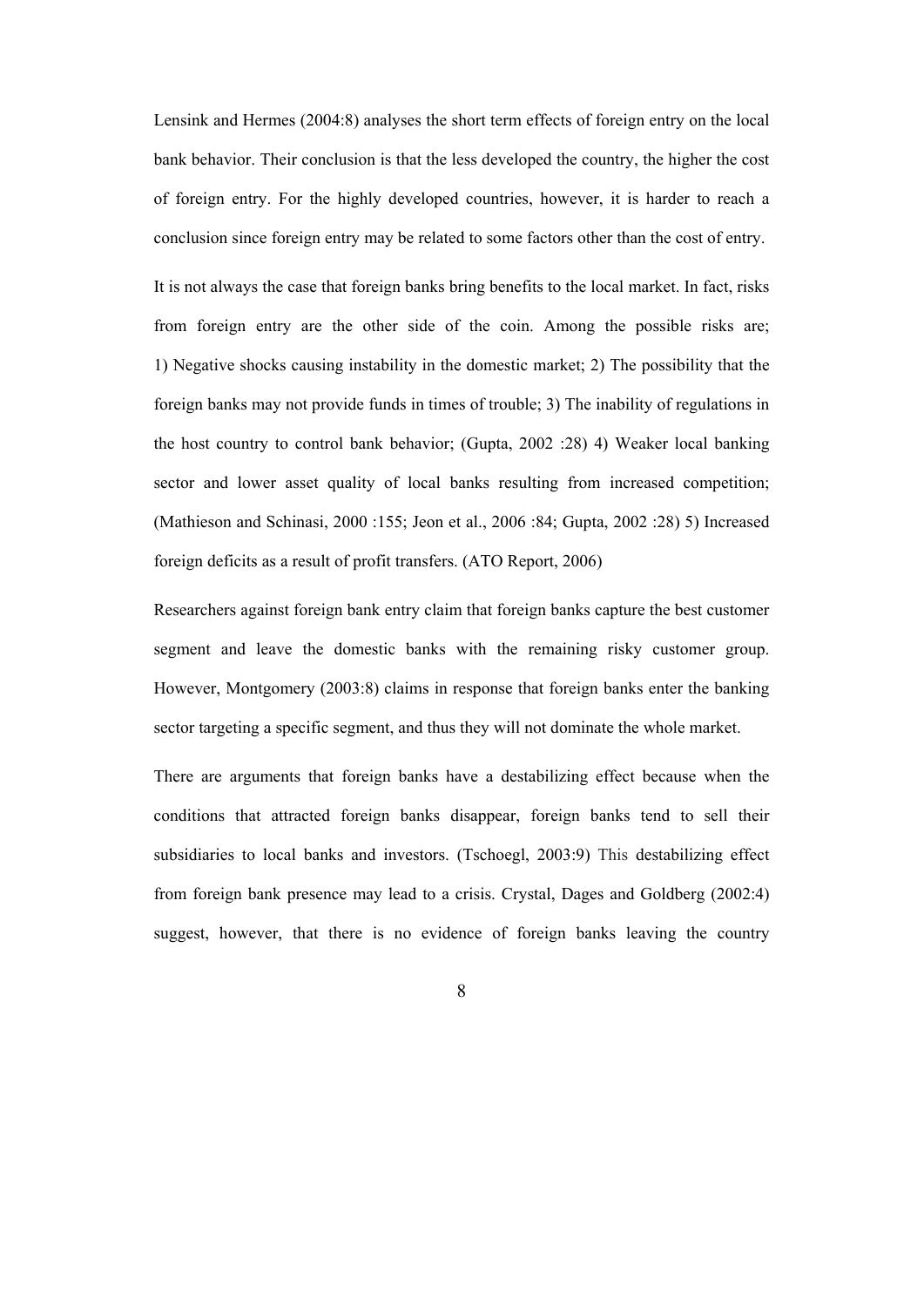Lensink and Hermes (2004:8) analyses the short term effects of foreign entry on the local bank behavior. Their conclusion is that the less developed the country, the higher the cost of foreign entry. For the highly developed countries, however, it is harder to reach a conclusion since foreign entry may be related to some factors other than the cost of entry.

It is not always the case that foreign banks bring benefits to the local market. In fact, risks from foreign entry are the other side of the coin. Among the possible risks are; 1) Negative shocks causing instability in the domestic market; 2) The possibility that the foreign banks may not provide funds in times of trouble; 3) The inability of regulations in the host country to control bank behavior; (Gupta, 2002 :28) 4) Weaker local banking sector and lower asset quality of local banks resulting from increased competition; (Mathieson and Schinasi, 2000 :155; Jeon et al., 2006 :84; Gupta, 2002 :28) 5) Increased foreign deficits as a result of profit transfers. (ATO Report, 2006)

Researchers against foreign bank entry claim that foreign banks capture the best customer segment and leave the domestic banks with the remaining risky customer group. However, Montgomery (2003:8) claims in response that foreign banks enter the banking sector targeting a specific segment, and thus they will not dominate the whole market.

There are arguments that foreign banks have a destabilizing effect because when the conditions that attracted foreign banks disappear, foreign banks tend to sell their subsidiaries to local banks and investors. (Tschoegl, 2003:9) This destabilizing effect from foreign bank presence may lead to a crisis. Crystal, Dages and Goldberg (2002:4) suggest, however, that there is no evidence of foreign banks leaving the country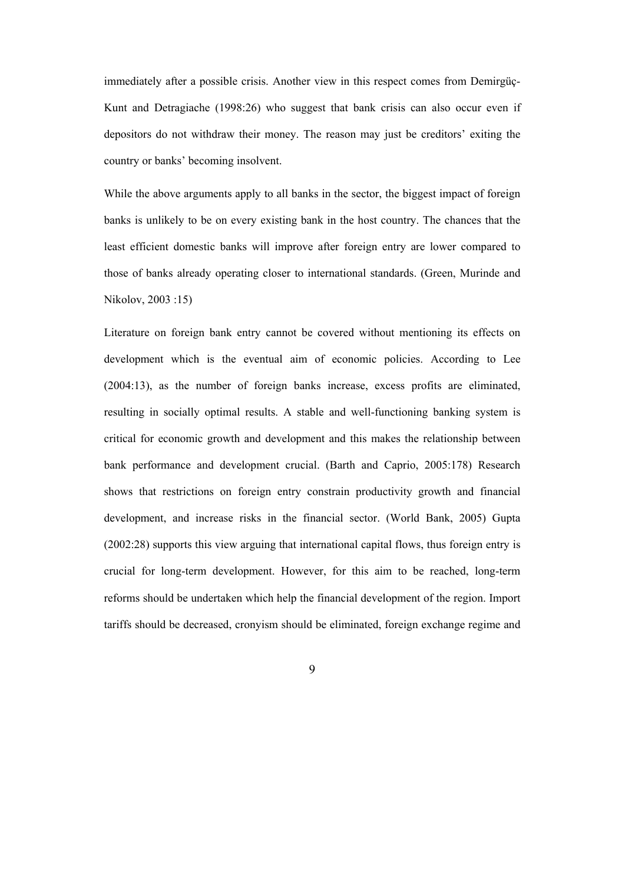immediately after a possible crisis. Another view in this respect comes from Demirgüç-Kunt and Detragiache (1998:26) who suggest that bank crisis can also occur even if depositors do not withdraw their money. The reason may just be creditors' exiting the country or banks' becoming insolvent.

While the above arguments apply to all banks in the sector, the biggest impact of foreign banks is unlikely to be on every existing bank in the host country. The chances that the least efficient domestic banks will improve after foreign entry are lower compared to those of banks already operating closer to international standards. (Green, Murinde and Nikolov, 2003 :15)

Literature on foreign bank entry cannot be covered without mentioning its effects on development which is the eventual aim of economic policies. According to Lee (2004:13), as the number of foreign banks increase, excess profits are eliminated, resulting in socially optimal results. A stable and well-functioning banking system is critical for economic growth and development and this makes the relationship between bank performance and development crucial. (Barth and Caprio, 2005:178) Research shows that restrictions on foreign entry constrain productivity growth and financial development, and increase risks in the financial sector. (World Bank, 2005) Gupta (2002:28) supports this view arguing that international capital flows, thus foreign entry is crucial for long-term development. However, for this aim to be reached, long-term reforms should be undertaken which help the financial development of the region. Import tariffs should be decreased, cronyism should be eliminated, foreign exchange regime and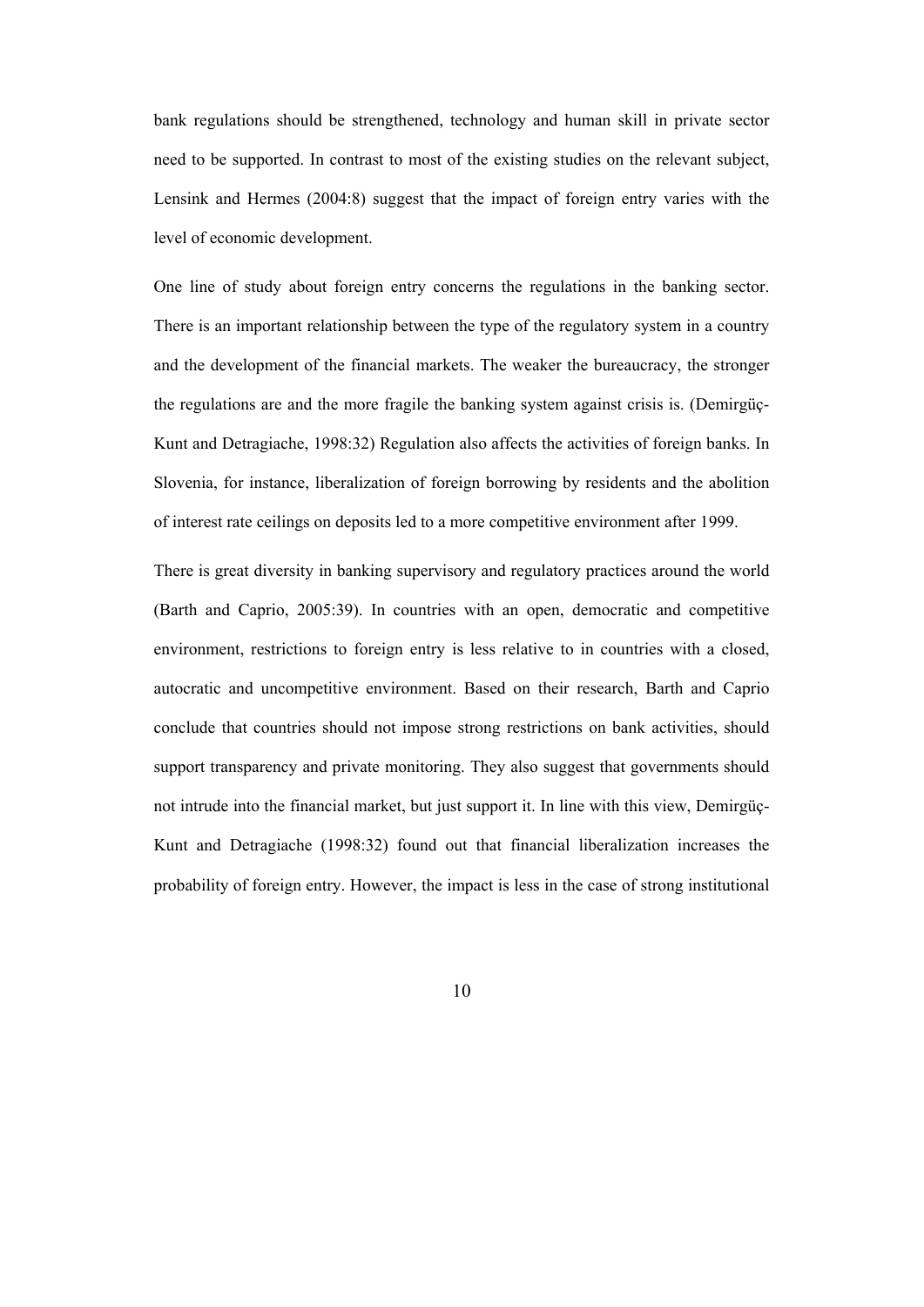bank regulations should be strengthened, technology and human skill in private sector need to be supported. In contrast to most of the existing studies on the relevant subject, Lensink and Hermes (2004:8) suggest that the impact of foreign entry varies with the level of economic development.

One line of study about foreign entry concerns the regulations in the banking sector. There is an important relationship between the type of the regulatory system in a country and the development of the financial markets. The weaker the bureaucracy, the stronger the regulations are and the more fragile the banking system against crisis is. (Demirgüç-Kunt and Detragiache, 1998:32) Regulation also affects the activities of foreign banks. In Slovenia, for instance, liberalization of foreign borrowing by residents and the abolition of interest rate ceilings on deposits led to a more competitive environment after 1999.

There is great diversity in banking supervisory and regulatory practices around the world (Barth and Caprio, 2005:39). In countries with an open, democratic and competitive environment, restrictions to foreign entry is less relative to in countries with a closed, autocratic and uncompetitive environment. Based on their research, Barth and Caprio conclude that countries should not impose strong restrictions on bank activities, should support transparency and private monitoring. They also suggest that governments should not intrude into the financial market, but just support it. In line with this view, Demirgüç-Kunt and Detragiache (1998:32) found out that financial liberalization increases the probability of foreign entry. However, the impact is less in the case of strong institutional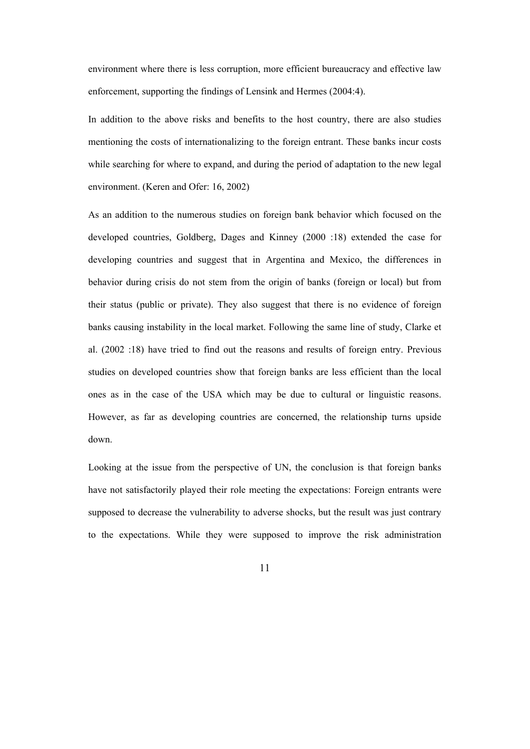environment where there is less corruption, more efficient bureaucracy and effective law enforcement, supporting the findings of Lensink and Hermes (2004:4).

In addition to the above risks and benefits to the host country, there are also studies mentioning the costs of internationalizing to the foreign entrant. These banks incur costs while searching for where to expand, and during the period of adaptation to the new legal environment. (Keren and Ofer: 16, 2002)

As an addition to the numerous studies on foreign bank behavior which focused on the developed countries, Goldberg, Dages and Kinney (2000 :18) extended the case for developing countries and suggest that in Argentina and Mexico, the differences in behavior during crisis do not stem from the origin of banks (foreign or local) but from their status (public or private). They also suggest that there is no evidence of foreign banks causing instability in the local market. Following the same line of study, Clarke et al. (2002 :18) have tried to find out the reasons and results of foreign entry. Previous studies on developed countries show that foreign banks are less efficient than the local ones as in the case of the USA which may be due to cultural or linguistic reasons. However, as far as developing countries are concerned, the relationship turns upside down.

Looking at the issue from the perspective of UN, the conclusion is that foreign banks have not satisfactorily played their role meeting the expectations: Foreign entrants were supposed to decrease the vulnerability to adverse shocks, but the result was just contrary to the expectations. While they were supposed to improve the risk administration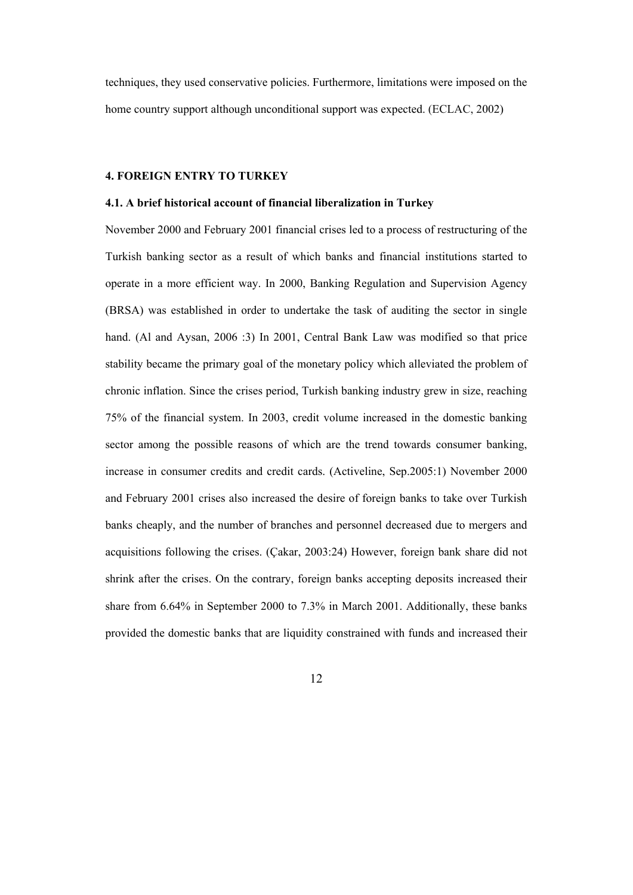techniques, they used conservative policies. Furthermore, limitations were imposed on the home country support although unconditional support was expected. (ECLAC, 2002)

## 4. FOREIGN ENTRY TO TURKEY

### 4.1. A brief historical account of financial liberalization in Turkey

November 2000 and February 2001 financial crises led to a process of restructuring of the Turkish banking sector as a result of which banks and financial institutions started to operate in a more efficient way. In 2000, Banking Regulation and Supervision Agency (BRSA) was established in order to undertake the task of auditing the sector in single hand. (Al and Aysan, 2006 :3) In 2001, Central Bank Law was modified so that price stability became the primary goal of the monetary policy which alleviated the problem of chronic inflation. Since the crises period, Turkish banking industry grew in size, reaching 75% of the financial system. In 2003, credit volume increased in the domestic banking sector among the possible reasons of which are the trend towards consumer banking, increase in consumer credits and credit cards. (Activeline, Sep.2005:1) November 2000 and February 2001 crises also increased the desire of foreign banks to take over Turkish banks cheaply, and the number of branches and personnel decreased due to mergers and acquisitions following the crises. (Çakar, 2003:24) However, foreign bank share did not shrink after the crises. On the contrary, foreign banks accepting deposits increased their share from 6.64% in September 2000 to 7.3% in March 2001. Additionally, these banks provided the domestic banks that are liquidity constrained with funds and increased their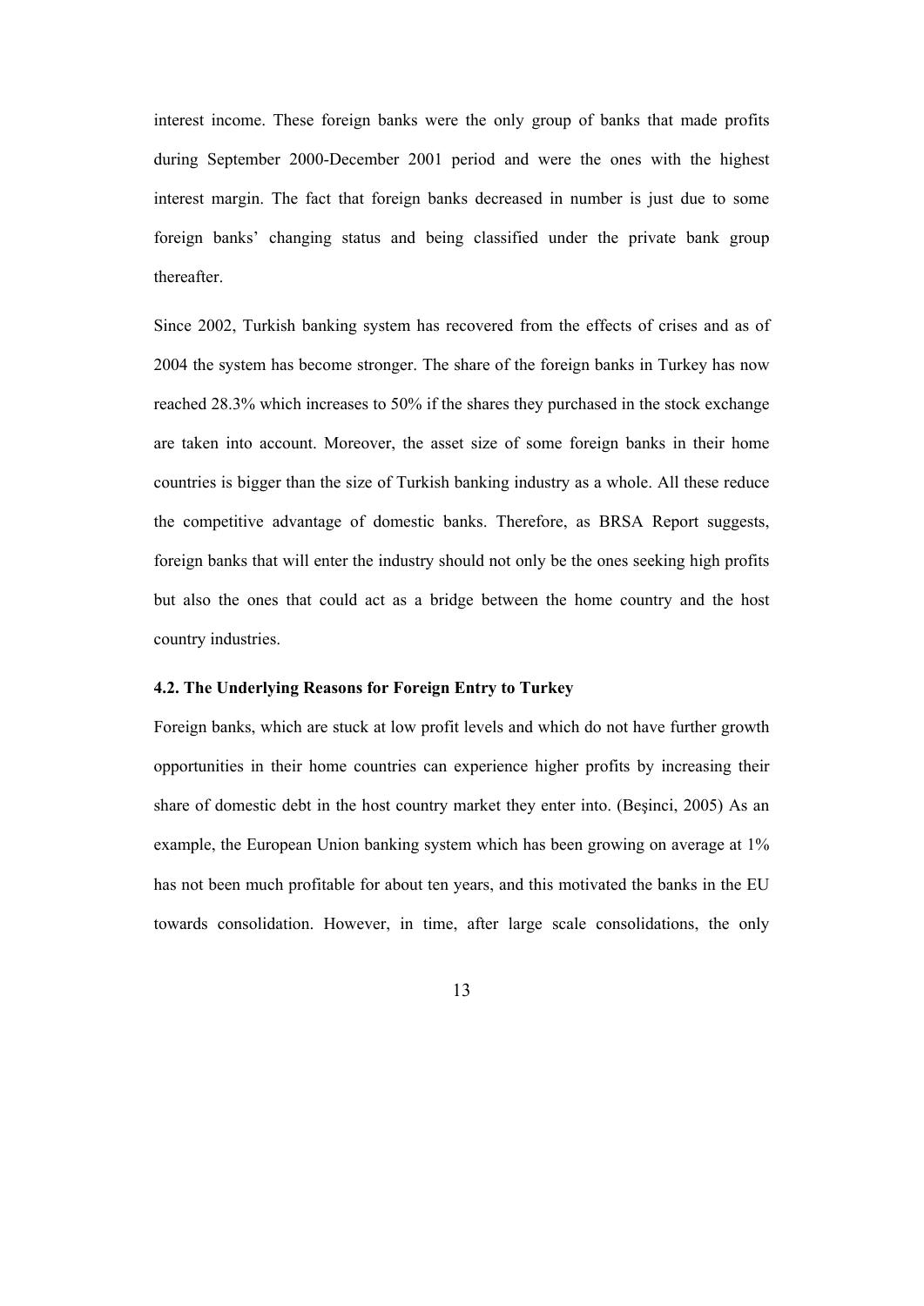interest income. These foreign banks were the only group of banks that made profits during September 2000-December 2001 period and were the ones with the highest interest margin. The fact that foreign banks decreased in number is just due to some foreign banks' changing status and being classified under the private bank group thereafter.

Since 2002, Turkish banking system has recovered from the effects of crises and as of 2004 the system has become stronger. The share of the foreign banks in Turkey has now reached 28.3% which increases to 50% if the shares they purchased in the stock exchange are taken into account. Moreover, the asset size of some foreign banks in their home countries is bigger than the size of Turkish banking industry as a whole. All these reduce the competitive advantage of domestic banks. Therefore, as BRSA Report suggests, foreign banks that will enter the industry should not only be the ones seeking high profits but also the ones that could act as a bridge between the home country and the host country industries.

### 4.2. The Underlying Reasons for Foreign Entry to Turkey

Foreign banks, which are stuck at low profit levels and which do not have further growth opportunities in their home countries can experience higher profits by increasing their share of domestic debt in the host country market they enter into. (Beşinci, 2005) As an example, the European Union banking system which has been growing on average at 1% has not been much profitable for about ten years, and this motivated the banks in the EU towards consolidation. However, in time, after large scale consolidations, the only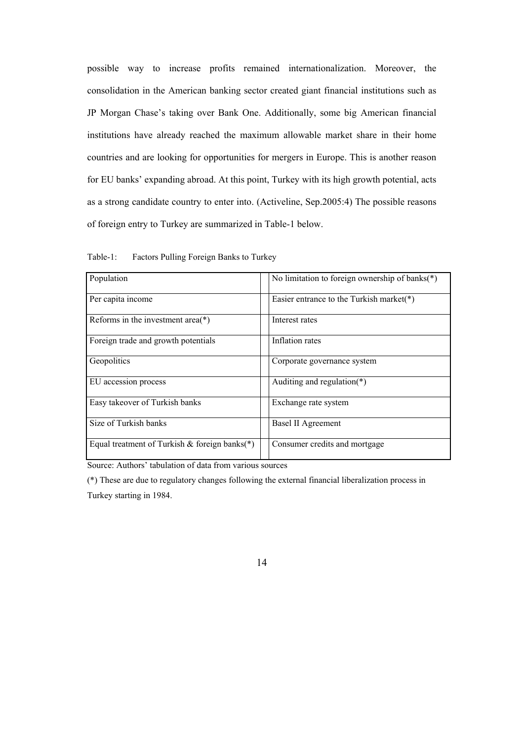possible way to increase profits remained internationalization. Moreover, the consolidation in the American banking sector created giant financial institutions such as JP Morgan Chase's taking over Bank One. Additionally, some big American financial institutions have already reached the maximum allowable market share in their home countries and are looking for opportunities for mergers in Europe. This is another reason for EU banks' expanding abroad. At this point, Turkey with its high growth potential, acts as a strong candidate country to enter into. (Activeline, Sep.2005:4) The possible reasons of foreign entry to Turkey are summarized in Table-1 below.

Table-1: Factors Pulling Foreign Banks to Turkey

| | |
|---|---|
| Population | No limitation to foreign ownership of banks(*) |
| Per capita income | Easier entrance to the Turkish market(*) |
| Reforms in the investment area(*) | Interest rates |
| Foreign trade and growth potentials | Inflation rates |
| Geopolitics | Corporate governance system |
| EU accession process | Auditing and regulation(*) |
| Easy takeover of Turkish banks | Exchange rate system |
| Size of Turkish banks | Basel II Agreement |
| Equal treatment of Turkish & foreign banks(*) | Consumer credits and mortgage |

Source: Authors' tabulation of data from various sources

(*) These are due to regulatory changes following the external financial liberalization process in Turkey starting in 1984.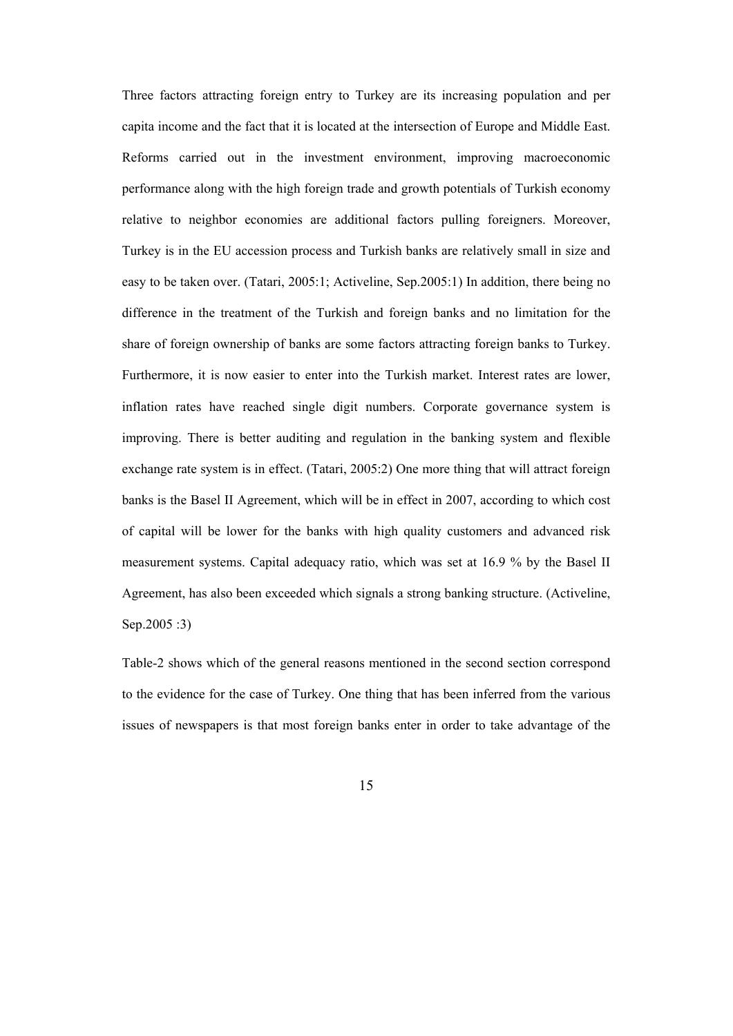Three factors attracting foreign entry to Turkey are its increasing population and per capita income and the fact that it is located at the intersection of Europe and Middle East. Reforms carried out in the investment environment, improving macroeconomic performance along with the high foreign trade and growth potentials of Turkish economy relative to neighbor economies are additional factors pulling foreigners. Moreover, Turkey is in the EU accession process and Turkish banks are relatively small in size and easy to be taken over. (Tatari, 2005:1; Activeline, Sep.2005:1) In addition, there being no difference in the treatment of the Turkish and foreign banks and no limitation for the share of foreign ownership of banks are some factors attracting foreign banks to Turkey. Furthermore, it is now easier to enter into the Turkish market. Interest rates are lower, inflation rates have reached single digit numbers. Corporate governance system is improving. There is better auditing and regulation in the banking system and flexible exchange rate system is in effect. (Tatari, 2005:2) One more thing that will attract foreign banks is the Basel II Agreement, which will be in effect in 2007, according to which cost of capital will be lower for the banks with high quality customers and advanced risk measurement systems. Capital adequacy ratio, which was set at 16.9 % by the Basel II Agreement, has also been exceeded which signals a strong banking structure. (Activeline, Sep.2005 :3)

Table-2 shows which of the general reasons mentioned in the second section correspond to the evidence for the case of Turkey. One thing that has been inferred from the various issues of newspapers is that most foreign banks enter in order to take advantage of the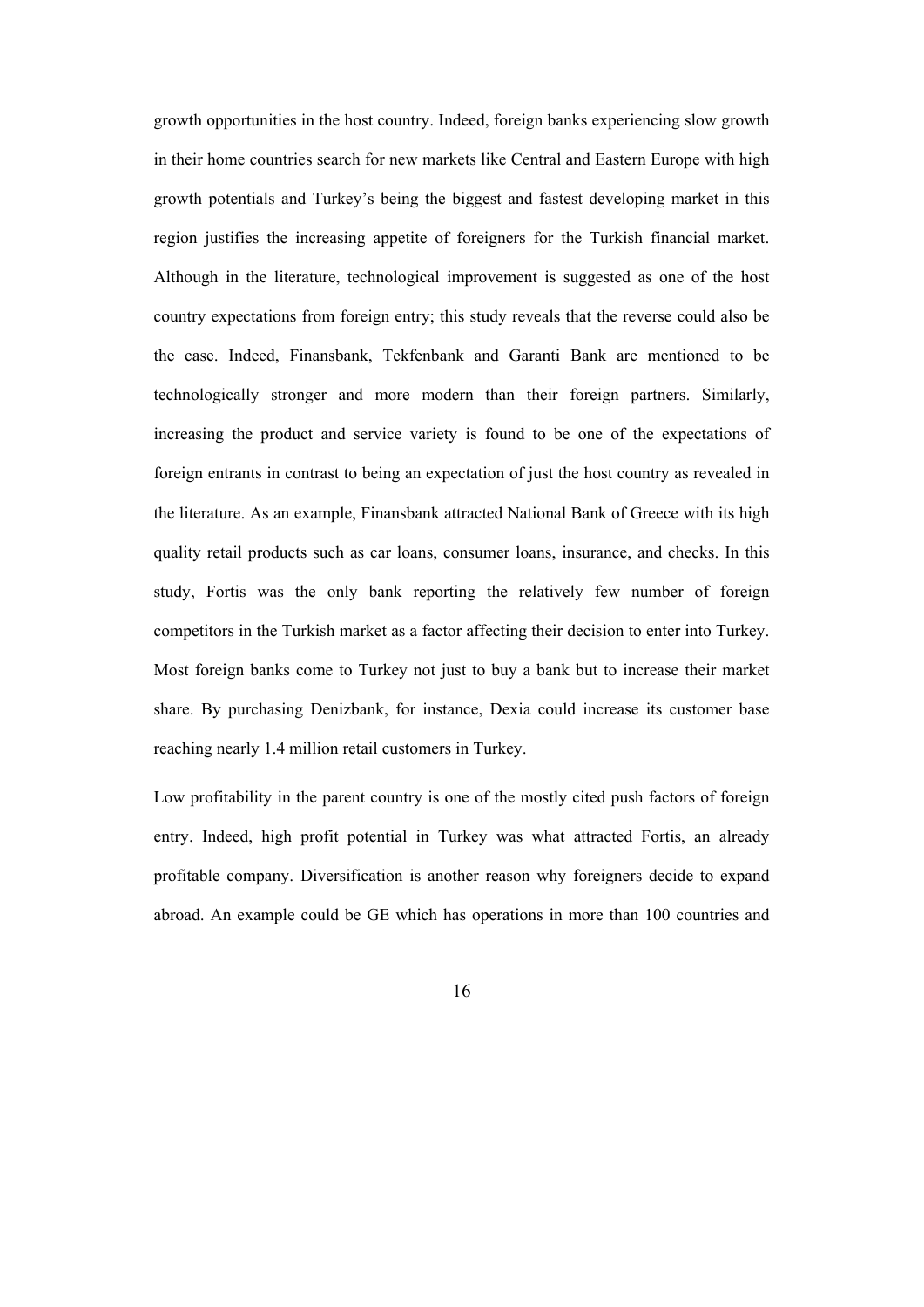growth opportunities in the host country. Indeed, foreign banks experiencing slow growth in their home countries search for new markets like Central and Eastern Europe with high growth potentials and Turkey's being the biggest and fastest developing market in this region justifies the increasing appetite of foreigners for the Turkish financial market. Although in the literature, technological improvement is suggested as one of the host country expectations from foreign entry; this study reveals that the reverse could also be the case. Indeed, Finansbank, Tekfenbank and Garanti Bank are mentioned to be technologically stronger and more modern than their foreign partners. Similarly, increasing the product and service variety is found to be one of the expectations of foreign entrants in contrast to being an expectation of just the host country as revealed in the literature. As an example, Finansbank attracted National Bank of Greece with its high quality retail products such as car loans, consumer loans, insurance, and checks. In this study, Fortis was the only bank reporting the relatively few number of foreign competitors in the Turkish market as a factor affecting their decision to enter into Turkey. Most foreign banks come to Turkey not just to buy a bank but to increase their market share. By purchasing Denizbank, for instance, Dexia could increase its customer base reaching nearly 1.4 million retail customers in Turkey.

Low profitability in the parent country is one of the mostly cited push factors of foreign entry. Indeed, high profit potential in Turkey was what attracted Fortis, an already profitable company. Diversification is another reason why foreigners decide to expand abroad. An example could be GE which has operations in more than 100 countries and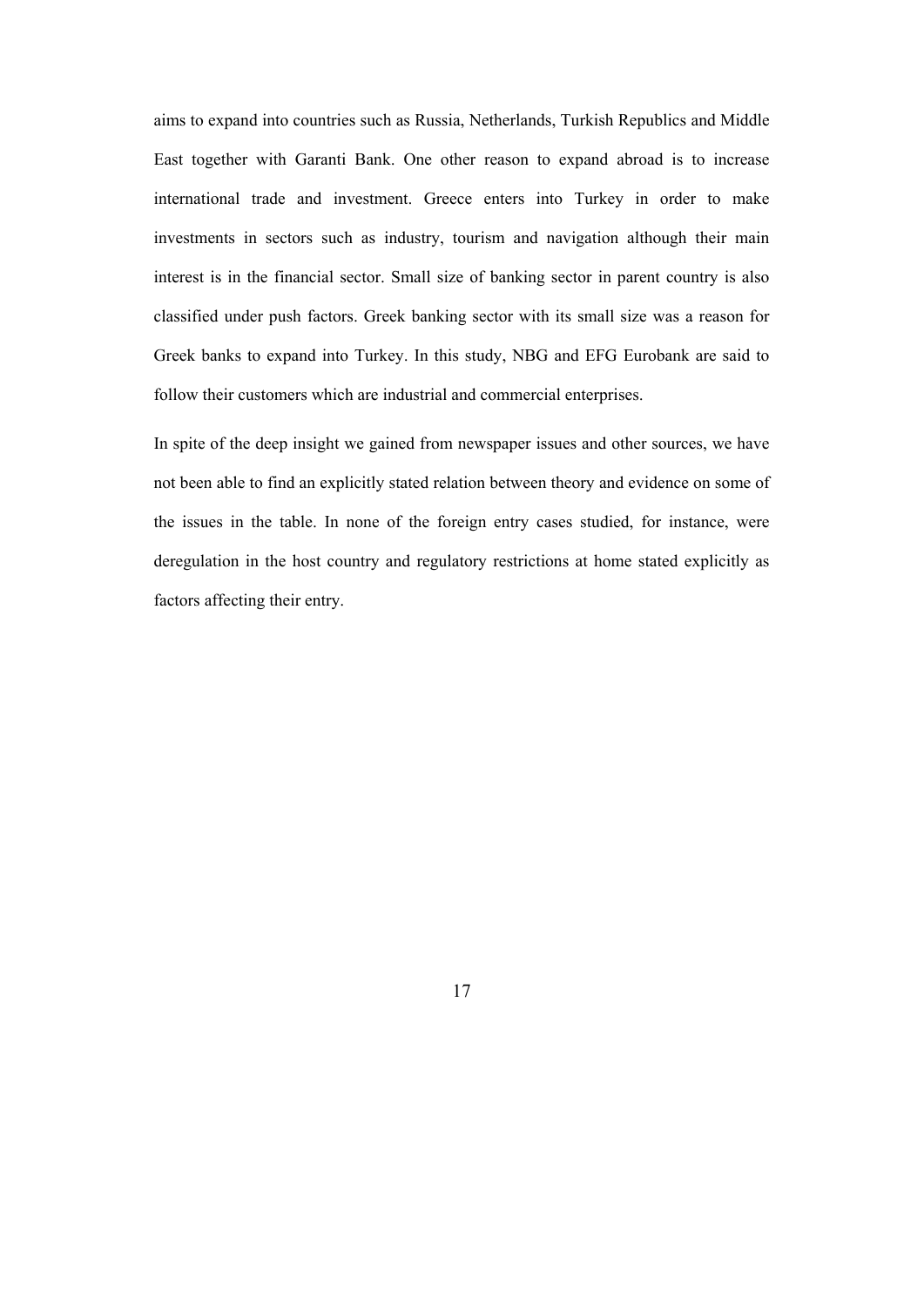aims to expand into countries such as Russia, Netherlands, Turkish Republics and Middle East together with Garanti Bank. One other reason to expand abroad is to increase international trade and investment. Greece enters into Turkey in order to make investments in sectors such as industry, tourism and navigation although their main interest is in the financial sector. Small size of banking sector in parent country is also classified under push factors. Greek banking sector with its small size was a reason for Greek banks to expand into Turkey. In this study, NBG and EFG Eurobank are said to follow their customers which are industrial and commercial enterprises.

In spite of the deep insight we gained from newspaper issues and other sources, we have not been able to find an explicitly stated relation between theory and evidence on some of the issues in the table. In none of the foreign entry cases studied, for instance, were deregulation in the host country and regulatory restrictions at home stated explicitly as factors affecting their entry.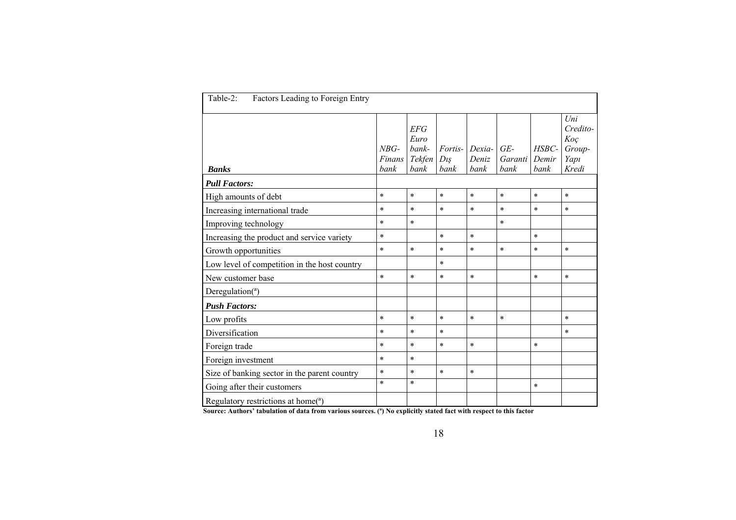Table-2: Factors Leading to Foreign Entry

| *Banks* | *NBG-Finans bank* | *EFG Euro bank-Tekfen bank* | *Fortis-Dış bank* | *Dexia-Deniz bank* | *GE-Garanti bank* | *HSBC-Demir bank* | *Uni Credito-Koç Group-Yapı Kredi* |
|---|---|---|---|---|---|---|---|
| ***Pull Factors:*** | | | | | | | |
| High amounts of debt | * | * | * | * | * | * | * |
| Increasing international trade | * | * | * | * | * | * | * |
| Improving technology | * | * | | | * | | |
| Increasing the product and service variety | * | | * | * | | * | |
| Growth opportunities | * | * | * | * | * | * | * |
| Low level of competition in the host country | | | * | | | | |
| New customer base | * | * | * | * | | * | * |
| Deregulation([a]) | | | | | | | |
| ***Push Factors:*** | | | | | | | |
| Low profits | * | * | * | * | * | | * |
| Diversification | * | * | * | | | | * |
| Foreign trade | * | * | * | * | | * | |
| Foreign investment | * | * | | | | | |
| Size of banking sector in the parent country | * | * | * | * | | | |
| Going after their customers | * | * | | | | * | |
| Regulatory restrictions at home([a]) | | | | | | | |

**Source: Authors' tabulation of data from various sources. ([a]) No explicitly stated fact with respect to this factor**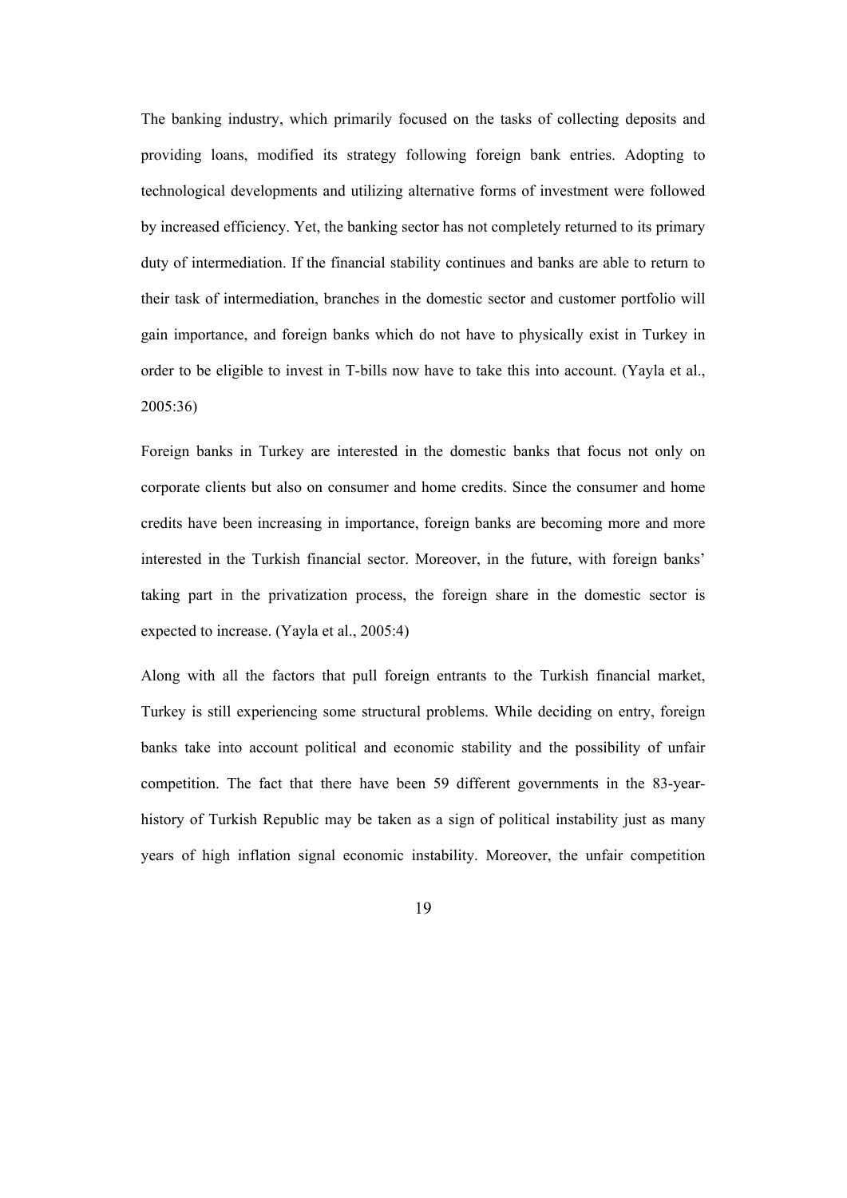The banking industry, which primarily focused on the tasks of collecting deposits and providing loans, modified its strategy following foreign bank entries. Adopting to technological developments and utilizing alternative forms of investment were followed by increased efficiency. Yet, the banking sector has not completely returned to its primary duty of intermediation. If the financial stability continues and banks are able to return to their task of intermediation, branches in the domestic sector and customer portfolio will gain importance, and foreign banks which do not have to physically exist in Turkey in order to be eligible to invest in T-bills now have to take this into account. (Yayla et al., 2005:36)

Foreign banks in Turkey are interested in the domestic banks that focus not only on corporate clients but also on consumer and home credits. Since the consumer and home credits have been increasing in importance, foreign banks are becoming more and more interested in the Turkish financial sector. Moreover, in the future, with foreign banks' taking part in the privatization process, the foreign share in the domestic sector is expected to increase. (Yayla et al., 2005:4)

Along with all the factors that pull foreign entrants to the Turkish financial market, Turkey is still experiencing some structural problems. While deciding on entry, foreign banks take into account political and economic stability and the possibility of unfair competition. The fact that there have been 59 different governments in the 83-year-history of Turkish Republic may be taken as a sign of political instability just as many years of high inflation signal economic instability. Moreover, the unfair competition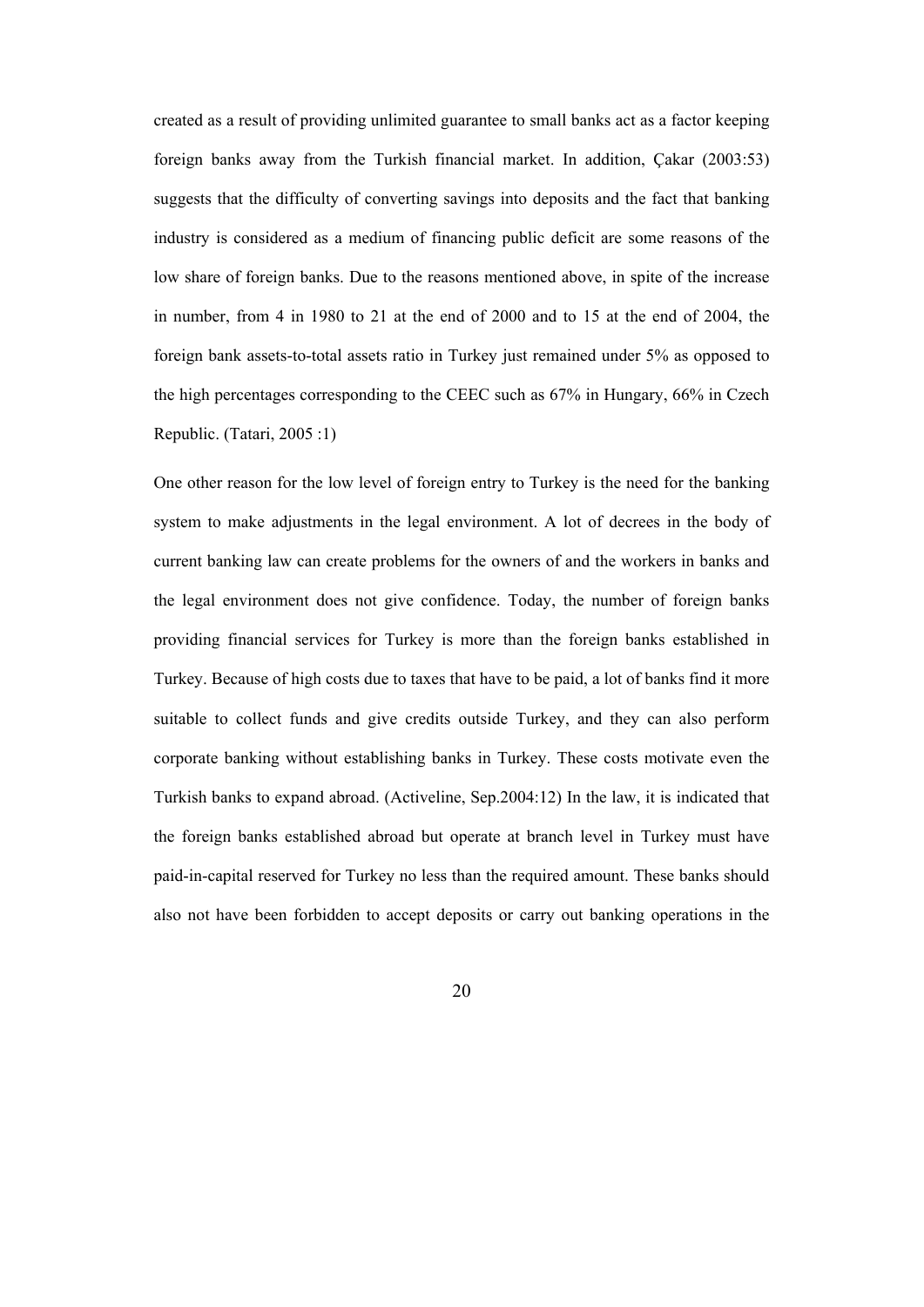created as a result of providing unlimited guarantee to small banks act as a factor keeping foreign banks away from the Turkish financial market. In addition, Çakar (2003:53) suggests that the difficulty of converting savings into deposits and the fact that banking industry is considered as a medium of financing public deficit are some reasons of the low share of foreign banks. Due to the reasons mentioned above, in spite of the increase in number, from 4 in 1980 to 21 at the end of 2000 and to 15 at the end of 2004, the foreign bank assets-to-total assets ratio in Turkey just remained under 5% as opposed to the high percentages corresponding to the CEEC such as 67% in Hungary, 66% in Czech Republic. (Tatari, 2005 :1)

One other reason for the low level of foreign entry to Turkey is the need for the banking system to make adjustments in the legal environment. A lot of decrees in the body of current banking law can create problems for the owners of and the workers in banks and the legal environment does not give confidence. Today, the number of foreign banks providing financial services for Turkey is more than the foreign banks established in Turkey. Because of high costs due to taxes that have to be paid, a lot of banks find it more suitable to collect funds and give credits outside Turkey, and they can also perform corporate banking without establishing banks in Turkey. These costs motivate even the Turkish banks to expand abroad. (Activeline, Sep.2004:12) In the law, it is indicated that the foreign banks established abroad but operate at branch level in Turkey must have paid-in-capital reserved for Turkey no less than the required amount. These banks should also not have been forbidden to accept deposits or carry out banking operations in the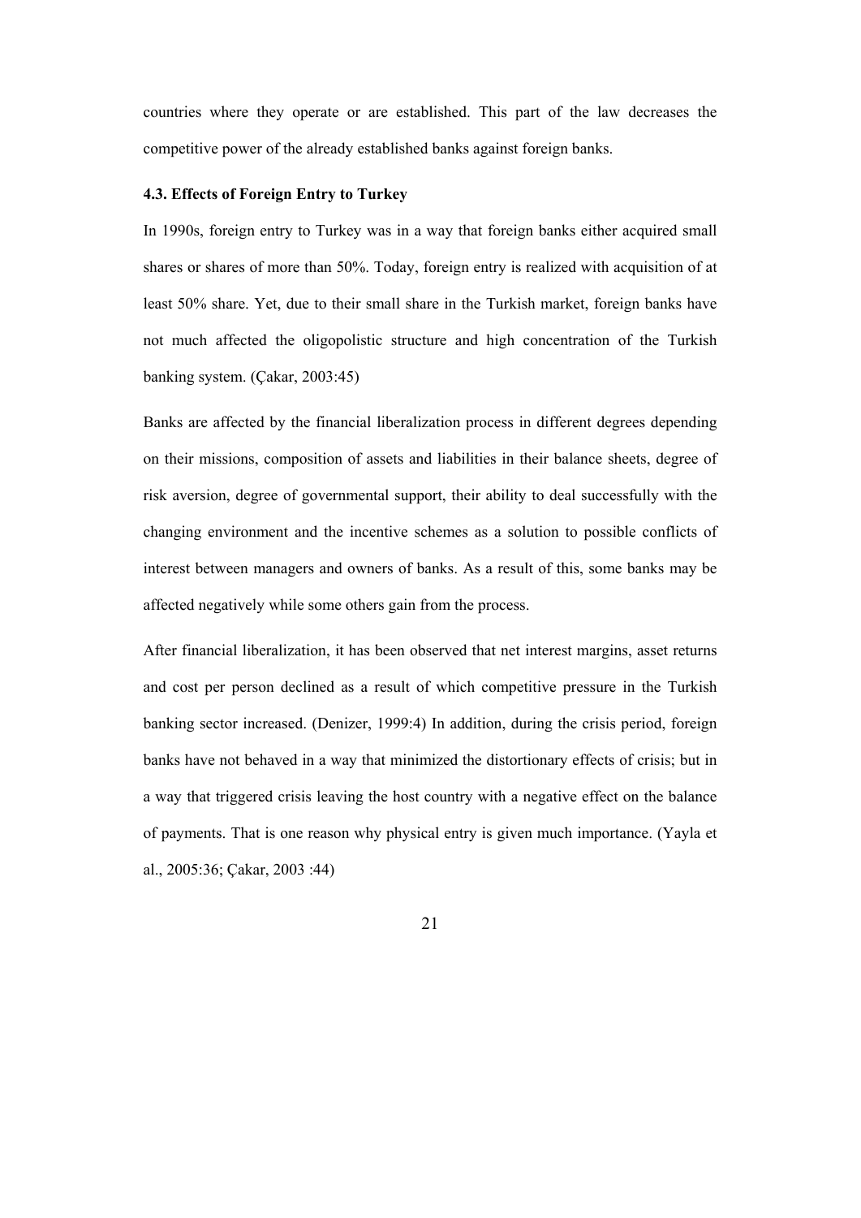countries where they operate or are established. This part of the law decreases the competitive power of the already established banks against foreign banks.

### 4.3. Effects of Foreign Entry to Turkey

In 1990s, foreign entry to Turkey was in a way that foreign banks either acquired small shares or shares of more than 50%. Today, foreign entry is realized with acquisition of at least 50% share. Yet, due to their small share in the Turkish market, foreign banks have not much affected the oligopolistic structure and high concentration of the Turkish banking system. (Çakar, 2003:45)

Banks are affected by the financial liberalization process in different degrees depending on their missions, composition of assets and liabilities in their balance sheets, degree of risk aversion, degree of governmental support, their ability to deal successfully with the changing environment and the incentive schemes as a solution to possible conflicts of interest between managers and owners of banks. As a result of this, some banks may be affected negatively while some others gain from the process.

After financial liberalization, it has been observed that net interest margins, asset returns and cost per person declined as a result of which competitive pressure in the Turkish banking sector increased. (Denizer, 1999:4) In addition, during the crisis period, foreign banks have not behaved in a way that minimized the distortionary effects of crisis; but in a way that triggered crisis leaving the host country with a negative effect on the balance of payments. That is one reason why physical entry is given much importance. (Yayla et al., 2005:36; Çakar, 2003 :44)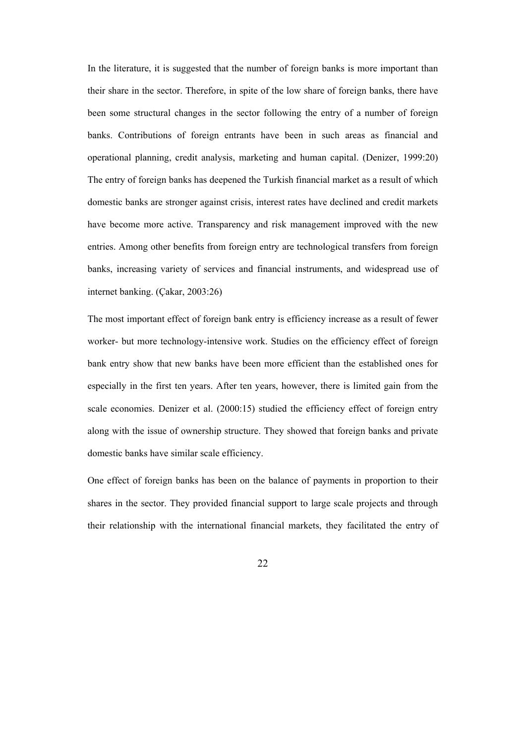In the literature, it is suggested that the number of foreign banks is more important than their share in the sector. Therefore, in spite of the low share of foreign banks, there have been some structural changes in the sector following the entry of a number of foreign banks. Contributions of foreign entrants have been in such areas as financial and operational planning, credit analysis, marketing and human capital. (Denizer, 1999:20) The entry of foreign banks has deepened the Turkish financial market as a result of which domestic banks are stronger against crisis, interest rates have declined and credit markets have become more active. Transparency and risk management improved with the new entries. Among other benefits from foreign entry are technological transfers from foreign banks, increasing variety of services and financial instruments, and widespread use of internet banking. (Çakar, 2003:26)

The most important effect of foreign bank entry is efficiency increase as a result of fewer worker- but more technology-intensive work. Studies on the efficiency effect of foreign bank entry show that new banks have been more efficient than the established ones for especially in the first ten years. After ten years, however, there is limited gain from the scale economies. Denizer et al. (2000:15) studied the efficiency effect of foreign entry along with the issue of ownership structure. They showed that foreign banks and private domestic banks have similar scale efficiency.

One effect of foreign banks has been on the balance of payments in proportion to their shares in the sector. They provided financial support to large scale projects and through their relationship with the international financial markets, they facilitated the entry of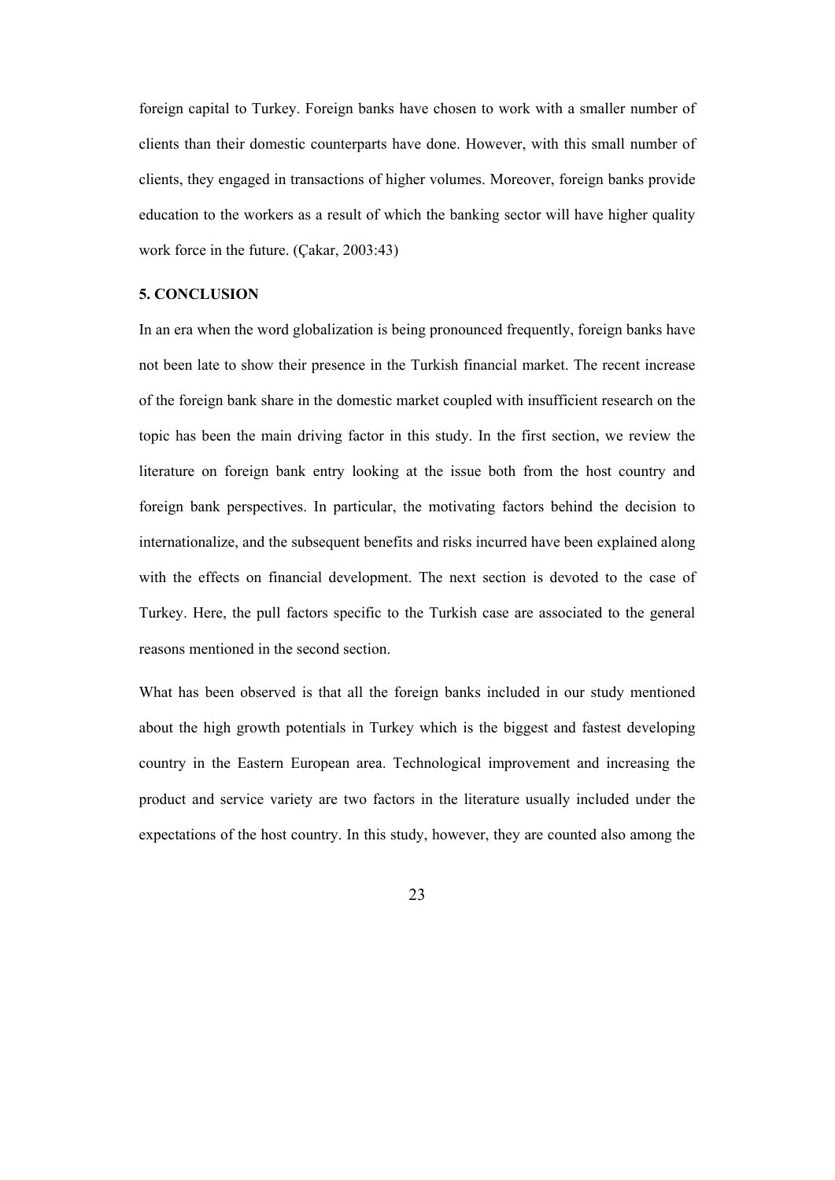foreign capital to Turkey. Foreign banks have chosen to work with a smaller number of clients than their domestic counterparts have done. However, with this small number of clients, they engaged in transactions of higher volumes. Moreover, foreign banks provide education to the workers as a result of which the banking sector will have higher quality work force in the future. (Çakar, 2003:43)

## 5. CONCLUSION

In an era when the word globalization is being pronounced frequently, foreign banks have not been late to show their presence in the Turkish financial market. The recent increase of the foreign bank share in the domestic market coupled with insufficient research on the topic has been the main driving factor in this study. In the first section, we review the literature on foreign bank entry looking at the issue both from the host country and foreign bank perspectives. In particular, the motivating factors behind the decision to internationalize, and the subsequent benefits and risks incurred have been explained along with the effects on financial development. The next section is devoted to the case of Turkey. Here, the pull factors specific to the Turkish case are associated to the general reasons mentioned in the second section.

What has been observed is that all the foreign banks included in our study mentioned about the high growth potentials in Turkey which is the biggest and fastest developing country in the Eastern European area. Technological improvement and increasing the product and service variety are two factors in the literature usually included under the expectations of the host country. In this study, however, they are counted also among the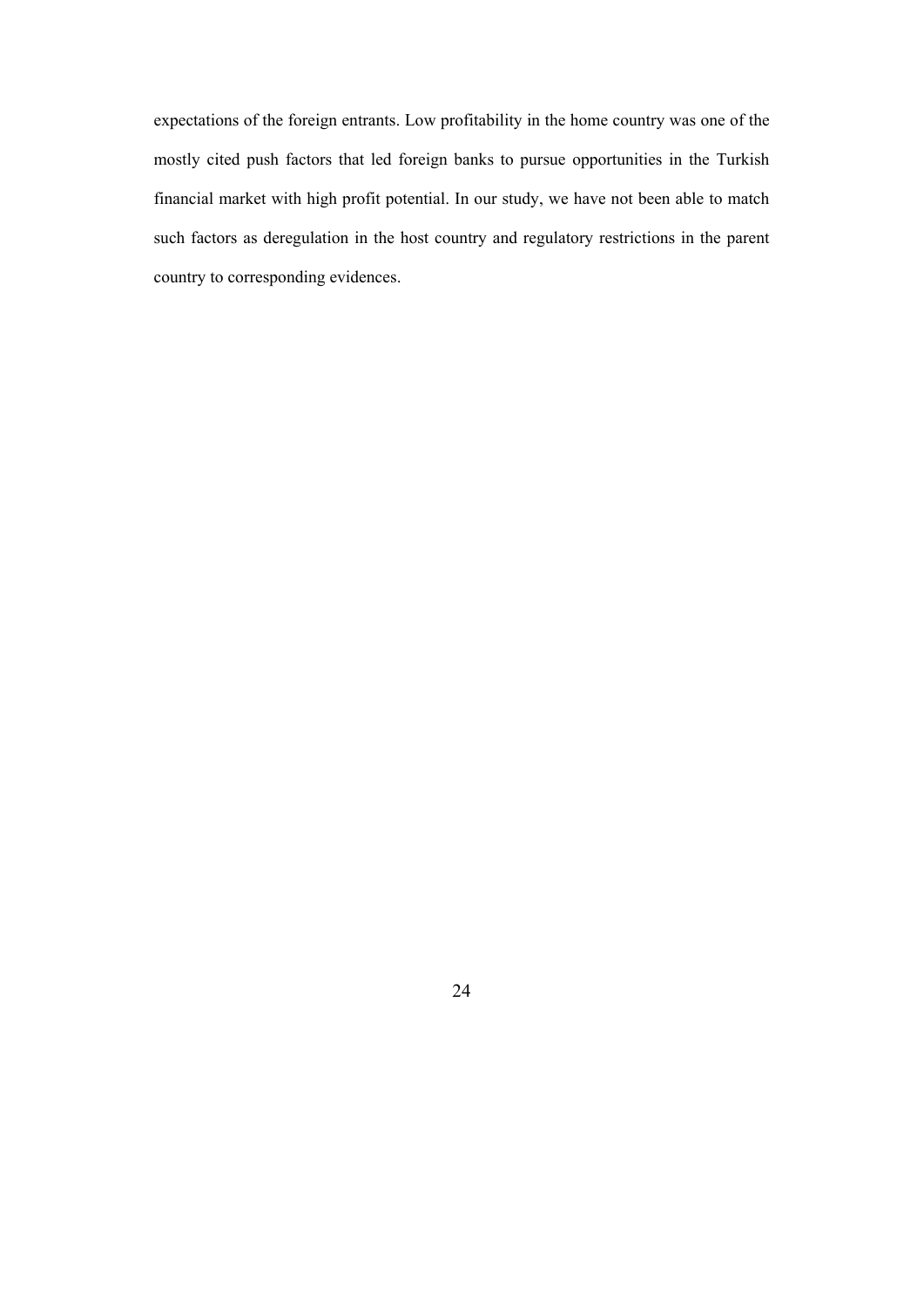expectations of the foreign entrants. Low profitability in the home country was one of the mostly cited push factors that led foreign banks to pursue opportunities in the Turkish financial market with high profit potential. In our study, we have not been able to match such factors as deregulation in the host country and regulatory restrictions in the parent country to corresponding evidences.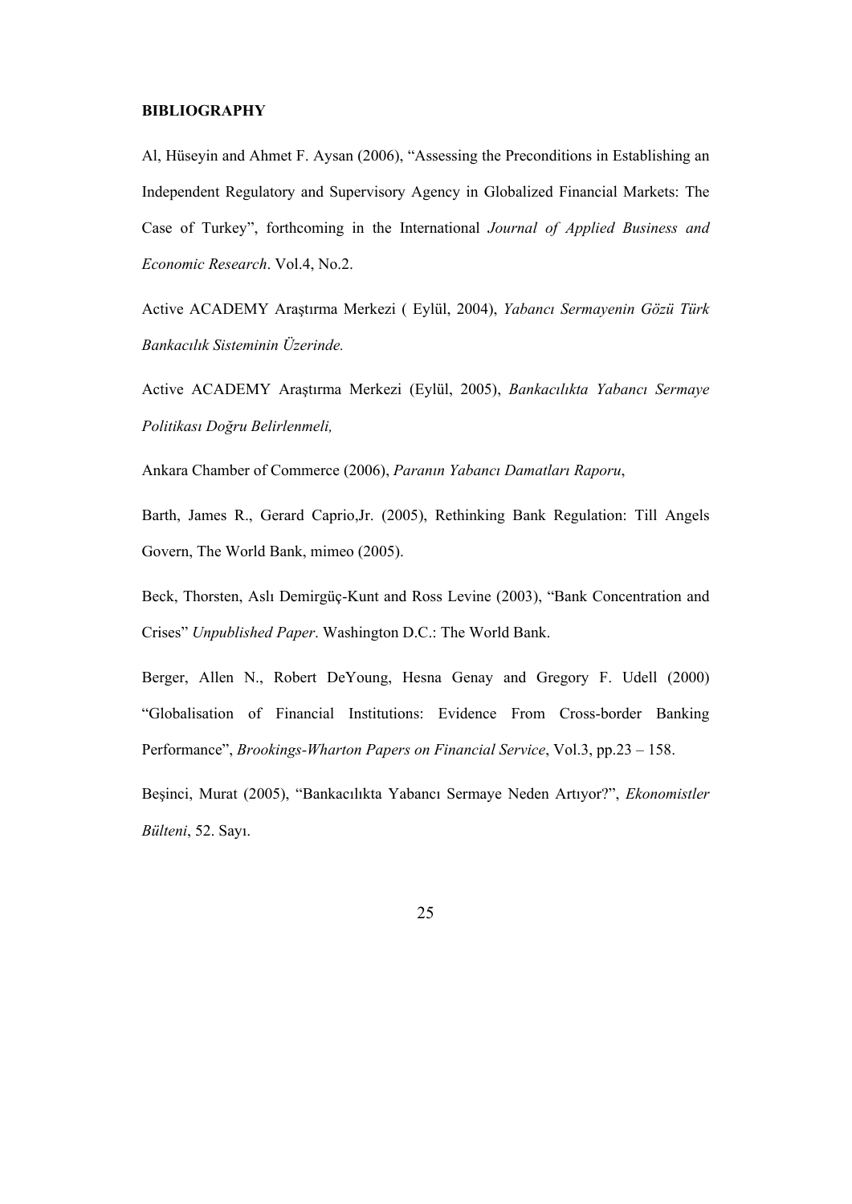**BIBLIOGRAPHY**

Al, Hüseyin and Ahmet F. Aysan (2006), "Assessing the Preconditions in Establishing an Independent Regulatory and Supervisory Agency in Globalized Financial Markets: The Case of Turkey", forthcoming in the International *Journal of Applied Business and Economic Research*. Vol.4, No.2.

Active ACADEMY Araştırma Merkezi ( Eylül, 2004), *Yabancı Sermayenin Gözü Türk Bankacılık Sisteminin Üzerinde.*

Active ACADEMY Araştırma Merkezi (Eylül, 2005), *Bankacılıkta Yabancı Sermaye Politikası Doğru Belirlenmeli,*

Ankara Chamber of Commerce (2006), *Paranın Yabancı Damatları Raporu*,

Barth, James R., Gerard Caprio,Jr. (2005), Rethinking Bank Regulation: Till Angels Govern, The World Bank, mimeo (2005).

Beck, Thorsten, Aslı Demirgüç-Kunt and Ross Levine (2003), "Bank Concentration and Crises" *Unpublished Paper*. Washington D.C.: The World Bank.

Berger, Allen N., Robert DeYoung, Hesna Genay and Gregory F. Udell (2000) "Globalisation of Financial Institutions: Evidence From Cross-border Banking Performance", *Brookings-Wharton Papers on Financial Service*, Vol.3, pp.23 – 158.

Beşinci, Murat (2005), "Bankacılıkta Yabancı Sermaye Neden Artıyor?", *Ekonomistler Bülteni*, 52. Sayı.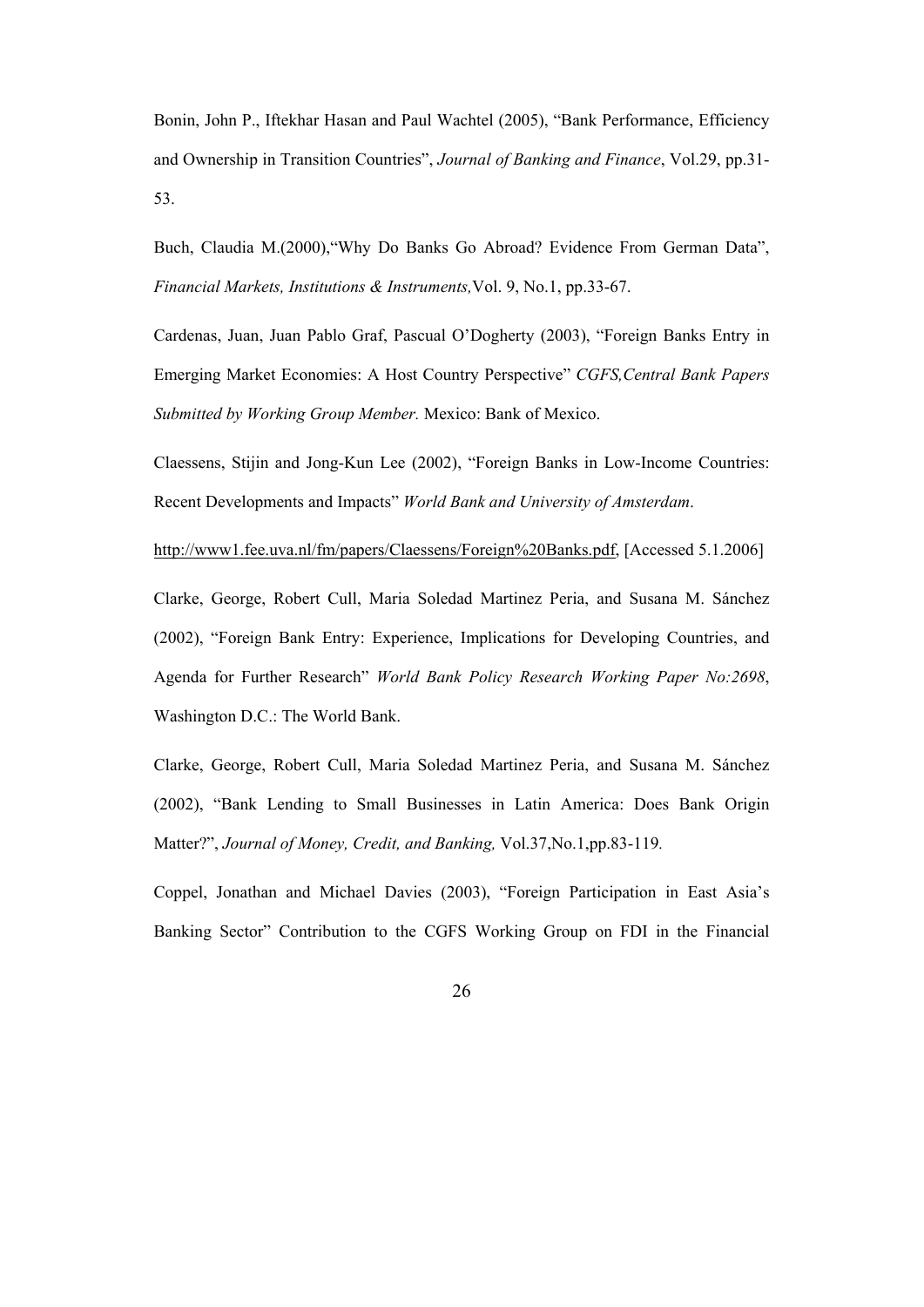Bonin, John P., Iftekhar Hasan and Paul Wachtel (2005), "Bank Performance, Efficiency and Ownership in Transition Countries", *Journal of Banking and Finance*, Vol.29, pp.31-53.

Buch, Claudia M.(2000),"Why Do Banks Go Abroad? Evidence From German Data", *Financial Markets, Institutions & Instruments,*Vol. 9, No.1, pp.33-67.

Cardenas, Juan, Juan Pablo Graf, Pascual O'Dogherty (2003), "Foreign Banks Entry in Emerging Market Economies: A Host Country Perspective" *CGFS,Central Bank Papers Submitted by Working Group Member.* Mexico: Bank of Mexico.

Claessens, Stijin and Jong-Kun Lee (2002), "Foreign Banks in Low-Income Countries: Recent Developments and Impacts" *World Bank and University of Amsterdam*.

http://www1.fee.uva.nl/fm/papers/Claessens/Foreign%20Banks.pdf, [Accessed 5.1.2006]

Clarke, George, Robert Cull, Maria Soledad Martinez Peria, and Susana M. Sánchez (2002), "Foreign Bank Entry: Experience, Implications for Developing Countries, and Agenda for Further Research" *World Bank Policy Research Working Paper No:2698*, Washington D.C.: The World Bank.

Clarke, George, Robert Cull, Maria Soledad Martinez Peria, and Susana M. Sánchez (2002), "Bank Lending to Small Businesses in Latin America: Does Bank Origin Matter?", *Journal of Money, Credit, and Banking,* Vol.37,No.1,pp.83-119.

Coppel, Jonathan and Michael Davies (2003), "Foreign Participation in East Asia's Banking Sector" Contribution to the CGFS Working Group on FDI in the Financial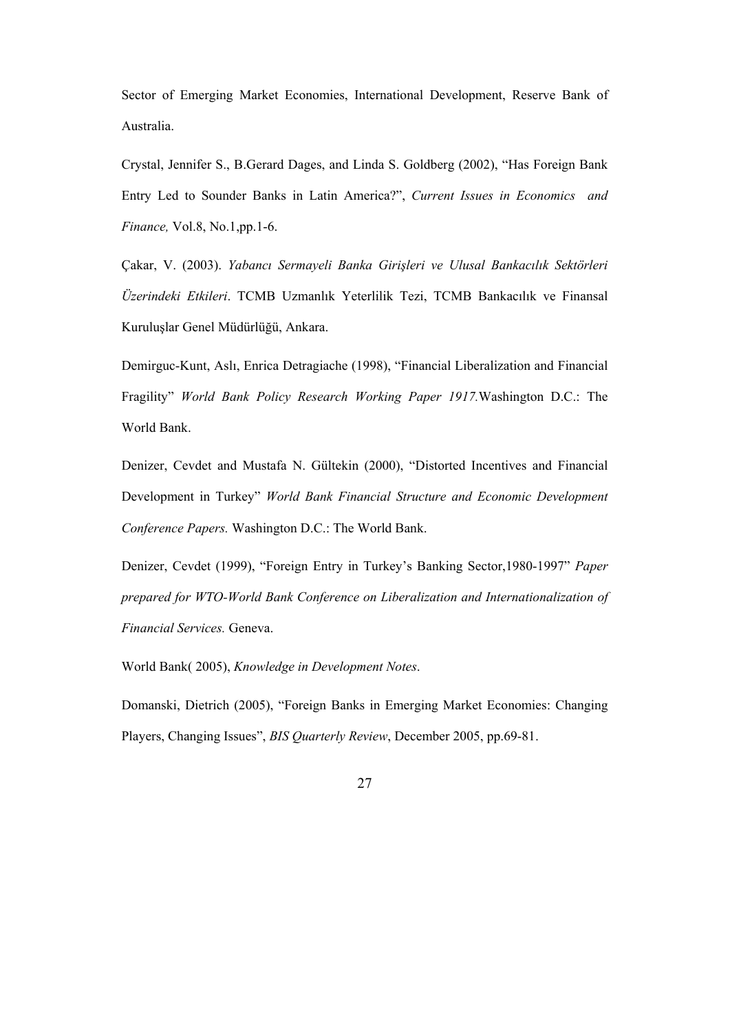Sector of Emerging Market Economies, International Development, Reserve Bank of Australia.

Crystal, Jennifer S., B.Gerard Dages, and Linda S. Goldberg (2002), "Has Foreign Bank Entry Led to Sounder Banks in Latin America?", *Current Issues in Economics and Finance,* Vol.8, No.1,pp.1-6.

Çakar, V. (2003). *Yabancı Sermayeli Banka Girişleri ve Ulusal Bankacılık Sektörleri Üzerindeki Etkileri*. TCMB Uzmanlık Yeterlilik Tezi, TCMB Bankacılık ve Finansal Kuruluşlar Genel Müdürlüğü, Ankara.

Demirguc-Kunt, Aslı, Enrica Detragiache (1998), "Financial Liberalization and Financial Fragility" *World Bank Policy Research Working Paper 1917.*Washington D.C.: The World Bank.

Denizer, Cevdet and Mustafa N. Gültekin (2000), "Distorted Incentives and Financial Development in Turkey" *World Bank Financial Structure and Economic Development Conference Papers.* Washington D.C.: The World Bank.

Denizer, Cevdet (1999), "Foreign Entry in Turkey's Banking Sector,1980-1997" *Paper prepared for WTO-World Bank Conference on Liberalization and Internationalization of Financial Services.* Geneva.

World Bank( 2005), *Knowledge in Development Notes*.

Domanski, Dietrich (2005), "Foreign Banks in Emerging Market Economies: Changing Players, Changing Issues", *BIS Quarterly Review*, December 2005, pp.69-81.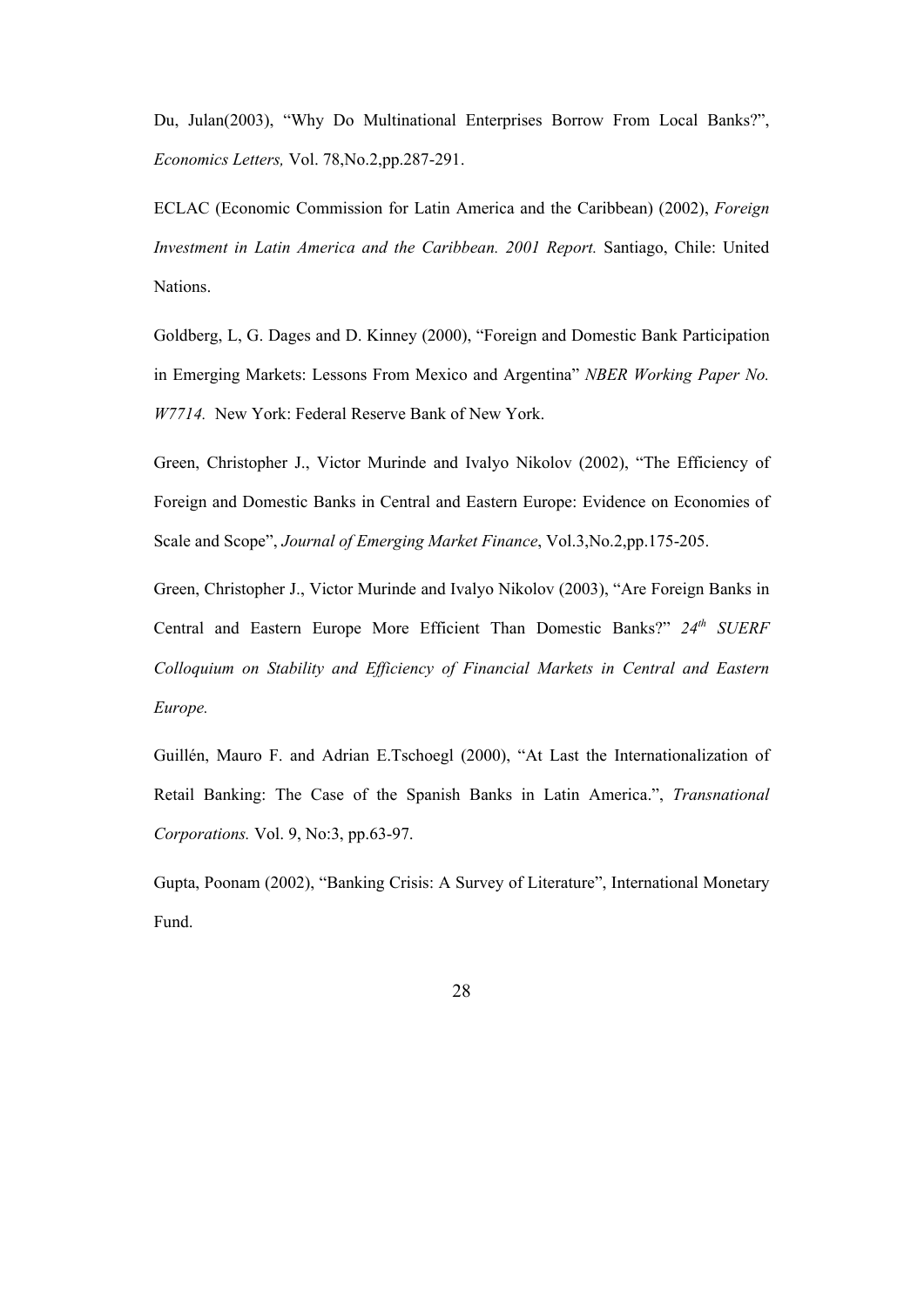Du, Julan(2003), "Why Do Multinational Enterprises Borrow From Local Banks?", *Economics Letters,* Vol. 78,No.2,pp.287-291.

ECLAC (Economic Commission for Latin America and the Caribbean) (2002), *Foreign Investment in Latin America and the Caribbean. 2001 Report.* Santiago, Chile: United Nations.

Goldberg, L, G. Dages and D. Kinney (2000), "Foreign and Domestic Bank Participation in Emerging Markets: Lessons From Mexico and Argentina" *NBER Working Paper No. W7714.* New York: Federal Reserve Bank of New York.

Green, Christopher J., Victor Murinde and Ivalyo Nikolov (2002), "The Efficiency of Foreign and Domestic Banks in Central and Eastern Europe: Evidence on Economies of Scale and Scope", *Journal of Emerging Market Finance*, Vol.3,No.2,pp.175-205.

Green, Christopher J., Victor Murinde and Ivalyo Nikolov (2003), "Are Foreign Banks in Central and Eastern Europe More Efficient Than Domestic Banks?" *24th SUERF Colloquium on Stability and Efficiency of Financial Markets in Central and Eastern Europe.*

Guillén, Mauro F. and Adrian E.Tschoegl (2000), "At Last the Internationalization of Retail Banking: The Case of the Spanish Banks in Latin America.", *Transnational Corporations.* Vol. 9, No:3, pp.63-97.

Gupta, Poonam (2002), "Banking Crisis: A Survey of Literature", International Monetary Fund.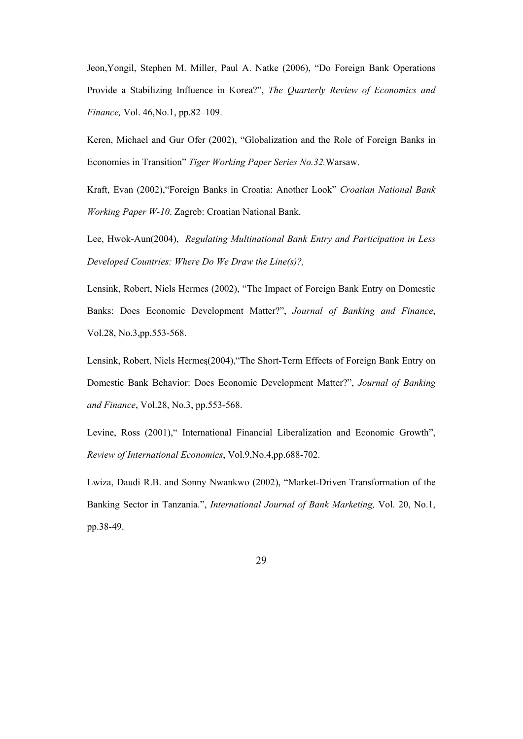Jeon,Yongil, Stephen M. Miller, Paul A. Natke (2006), "Do Foreign Bank Operations Provide a Stabilizing Influence in Korea?", *The Quarterly Review of Economics and Finance,* Vol. 46,No.1, pp.82–109.

Keren, Michael and Gur Ofer (2002), "Globalization and the Role of Foreign Banks in Economies in Transition" *Tiger Working Paper Series No.32.*Warsaw.

Kraft, Evan (2002),"Foreign Banks in Croatia: Another Look" *Croatian National Bank Working Paper W-10*. Zagreb: Croatian National Bank.

Lee, Hwok-Aun(2004), *Regulating Multinational Bank Entry and Participation in Less Developed Countries: Where Do We Draw the Line(s)?,*

Lensink, Robert, Niels Hermes (2002), "The Impact of Foreign Bank Entry on Domestic Banks: Does Economic Development Matter?", *Journal of Banking and Finance*, Vol.28, No.3,pp.553-568.

Lensink, Robert, Niels Hermeș(2004),"The Short-Term Effects of Foreign Bank Entry on Domestic Bank Behavior: Does Economic Development Matter?", *Journal of Banking and Finance*, Vol.28, No.3, pp.553-568.

Levine, Ross (2001)," International Financial Liberalization and Economic Growth", *Review of International Economics*, Vol.9,No.4,pp.688-702.

Lwiza, Daudi R.B. and Sonny Nwankwo (2002), "Market-Driven Transformation of the Banking Sector in Tanzania.", *International Journal of Bank Marketing,* Vol. 20, No.1, pp.38-49.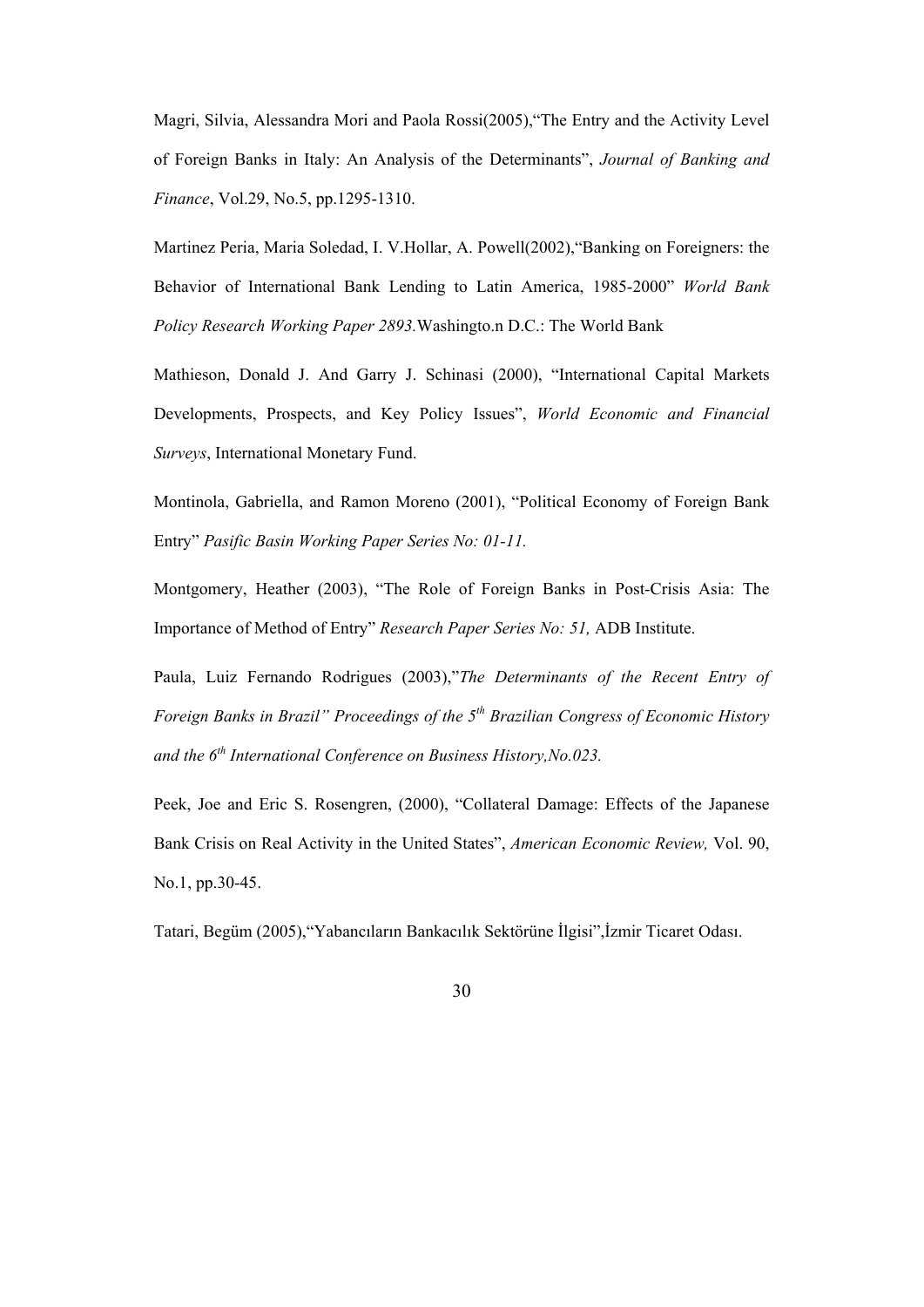Magri, Silvia, Alessandra Mori and Paola Rossi(2005),"The Entry and the Activity Level of Foreign Banks in Italy: An Analysis of the Determinants", *Journal of Banking and Finance*, Vol.29, No.5, pp.1295-1310.

Martinez Peria, Maria Soledad, I. V.Hollar, A. Powell(2002),"Banking on Foreigners: the Behavior of International Bank Lending to Latin America, 1985-2000" *World Bank Policy Research Working Paper 2893.*Washingto.n D.C.: The World Bank

Mathieson, Donald J. And Garry J. Schinasi (2000), "International Capital Markets Developments, Prospects, and Key Policy Issues", *World Economic and Financial Surveys*, International Monetary Fund.

Montinola, Gabriella, and Ramon Moreno (2001), "Political Economy of Foreign Bank Entry" *Pasific Basin Working Paper Series No: 01-11.*

Montgomery, Heather (2003), "The Role of Foreign Banks in Post-Crisis Asia: The Importance of Method of Entry" *Research Paper Series No: 51,* ADB Institute.

Paula, Luiz Fernando Rodrigues (2003),"*The Determinants of the Recent Entry of Foreign Banks in Brazil" Proceedings of the 5th Brazilian Congress of Economic History and the 6th International Conference on Business History,No.023.*

Peek, Joe and Eric S. Rosengren, (2000), "Collateral Damage: Effects of the Japanese Bank Crisis on Real Activity in the United States", *American Economic Review,* Vol. 90, No.1, pp.30-45.

Tatari, Begüm (2005),"Yabancıların Bankacılık Sektörüne İlgisi",İzmir Ticaret Odası.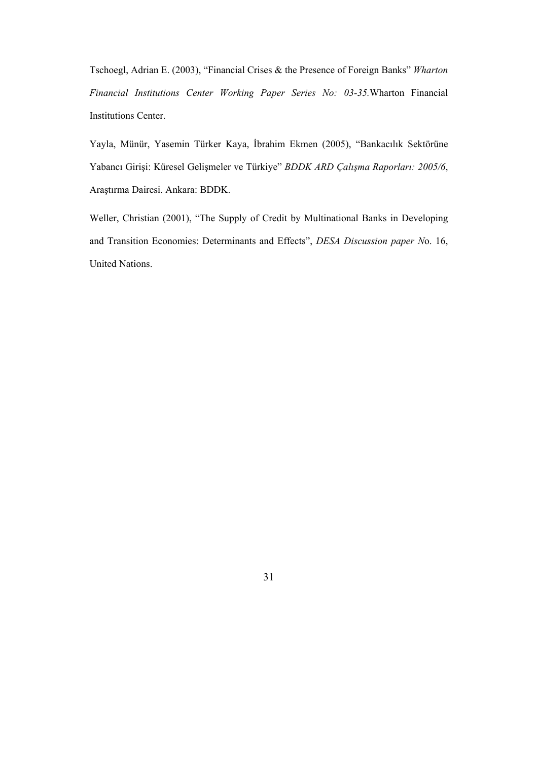Tschoegl, Adrian E. (2003), "Financial Crises & the Presence of Foreign Banks" *Wharton Financial Institutions Center Working Paper Series No: 03-35.* Wharton Financial Institutions Center.

Yayla, Münür, Yasemin Türker Kaya, İbrahim Ekmen (2005), "Bankacılık Sektörüne Yabancı Girişi: Küresel Gelişmeler ve Türkiye" *BDDK ARD Çalışma Raporları: 2005/6*, Araştırma Dairesi. Ankara: BDDK.

Weller, Christian (2001), "The Supply of Credit by Multinational Banks in Developing and Transition Economies: Determinants and Effects", *DESA Discussion paper N*o. 16, United Nations.